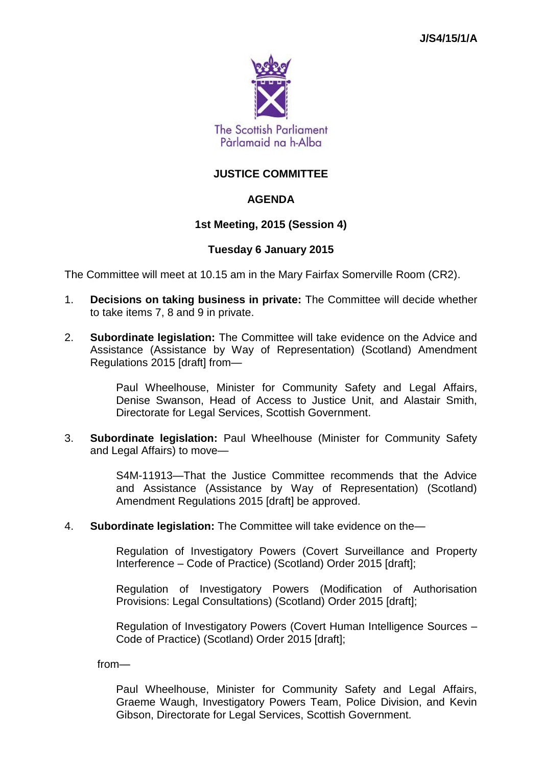J/S4/15/1/A

The Scottish Parliament
Pàrlamaid na h-Alba

# JUSTICE COMMITTEE

## AGENDA

### 1st Meeting, 2015 (Session 4)

### Tuesday 6 January 2015

The Committee will meet at 10.15 am in the Mary Fairfax Somerville Room (CR2).

1. **Decisions on taking business in private:** The Committee will decide whether to take items 7, 8 and 9 in private.

2. **Subordinate legislation:** The Committee will take evidence on the Advice and Assistance (Assistance by Way of Representation) (Scotland) Amendment Regulations 2015 [draft] from—

   Paul Wheelhouse, Minister for Community Safety and Legal Affairs, Denise Swanson, Head of Access to Justice Unit, and Alastair Smith, Directorate for Legal Services, Scottish Government.

3. **Subordinate legislation:** Paul Wheelhouse (Minister for Community Safety and Legal Affairs) to move—

   S4M-11913—That the Justice Committee recommends that the Advice and Assistance (Assistance by Way of Representation) (Scotland) Amendment Regulations 2015 [draft] be approved.

4. **Subordinate legislation:** The Committee will take evidence on the—

   Regulation of Investigatory Powers (Covert Surveillance and Property Interference – Code of Practice) (Scotland) Order 2015 [draft];

   Regulation of Investigatory Powers (Modification of Authorisation Provisions: Legal Consultations) (Scotland) Order 2015 [draft];

   Regulation of Investigatory Powers (Covert Human Intelligence Sources – Code of Practice) (Scotland) Order 2015 [draft];

   from—

   Paul Wheelhouse, Minister for Community Safety and Legal Affairs, Graeme Waugh, Investigatory Powers Team, Police Division, and Kevin Gibson, Directorate for Legal Services, Scottish Government.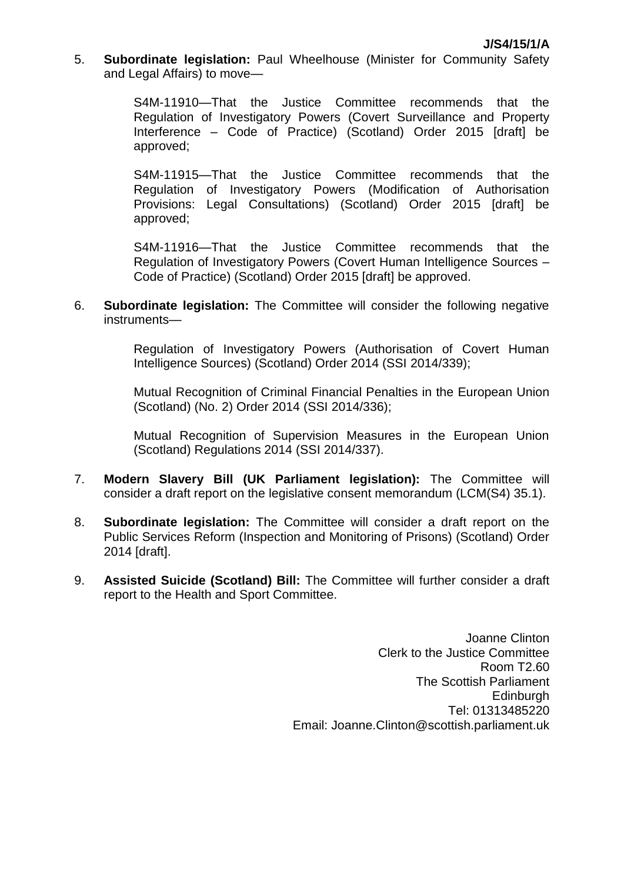5. **Subordinate legislation:** Paul Wheelhouse (Minister for Community Safety and Legal Affairs) to move—

   S4M-11910—That the Justice Committee recommends that the Regulation of Investigatory Powers (Covert Surveillance and Property Interference – Code of Practice) (Scotland) Order 2015 [draft] be approved;

   S4M-11915—That the Justice Committee recommends that the Regulation of Investigatory Powers (Modification of Authorisation Provisions: Legal Consultations) (Scotland) Order 2015 [draft] be approved;

   S4M-11916—That the Justice Committee recommends that the Regulation of Investigatory Powers (Covert Human Intelligence Sources – Code of Practice) (Scotland) Order 2015 [draft] be approved.

6. **Subordinate legislation:** The Committee will consider the following negative instruments—

   Regulation of Investigatory Powers (Authorisation of Covert Human Intelligence Sources) (Scotland) Order 2014 (SSI 2014/339);

   Mutual Recognition of Criminal Financial Penalties in the European Union (Scotland) (No. 2) Order 2014 (SSI 2014/336);

   Mutual Recognition of Supervision Measures in the European Union (Scotland) Regulations 2014 (SSI 2014/337).

7. **Modern Slavery Bill (UK Parliament legislation):** The Committee will consider a draft report on the legislative consent memorandum (LCM(S4) 35.1).

8. **Subordinate legislation:** The Committee will consider a draft report on the Public Services Reform (Inspection and Monitoring of Prisons) (Scotland) Order 2014 [draft].

9. **Assisted Suicide (Scotland) Bill:** The Committee will further consider a draft report to the Health and Sport Committee.

Joanne Clinton
Clerk to the Justice Committee
Room T2.60
The Scottish Parliament
Edinburgh
Tel: 01313485220
Email: Joanne.Clinton@scottish.parliament.uk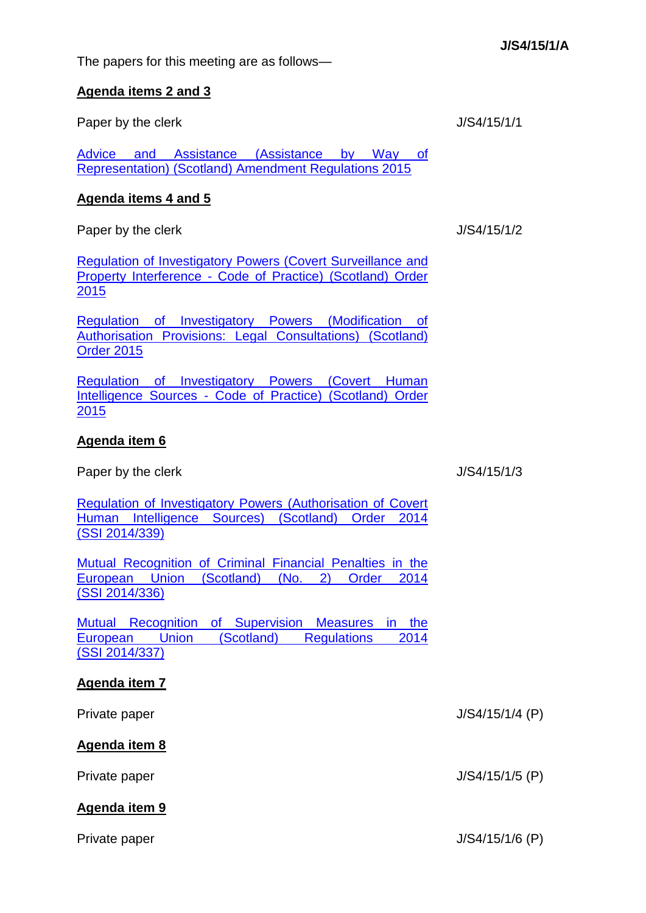J/S4/15/1/A

The papers for this meeting are as follows—

**Agenda items 2 and 3**

| | |
|---|---|
| Paper by the clerk | J/S4/15/1/1 |
| Advice and Assistance (Assistance by Way of Representation) (Scotland) Amendment Regulations 2015 | |

**Agenda items 4 and 5**

| | |
|---|---|
| Paper by the clerk | J/S4/15/1/2 |
| Regulation of Investigatory Powers (Covert Surveillance and Property Interference - Code of Practice) (Scotland) Order 2015 | |
| Regulation of Investigatory Powers (Modification of Authorisation Provisions: Legal Consultations) (Scotland) Order 2015 | |
| Regulation of Investigatory Powers (Covert Human Intelligence Sources - Code of Practice) (Scotland) Order 2015 | |

**Agenda item 6**

| | |
|---|---|
| Paper by the clerk | J/S4/15/1/3 |
| Regulation of Investigatory Powers (Authorisation of Covert Human Intelligence Sources) (Scotland) Order 2014 (SSI 2014/339) | |
| Mutual Recognition of Criminal Financial Penalties in the European Union (Scotland) (No. 2) Order 2014 (SSI 2014/336) | |
| Mutual Recognition of Supervision Measures in the European Union (Scotland) Regulations 2014 (SSI 2014/337) | |

**Agenda item 7**

| | |
|---|---|
| Private paper | J/S4/15/1/4 (P) |

**Agenda item 8**

| | |
|---|---|
| Private paper | J/S4/15/1/5 (P) |

**Agenda item 9**

| | |
|---|---|
| Private paper | J/S4/15/1/6 (P) |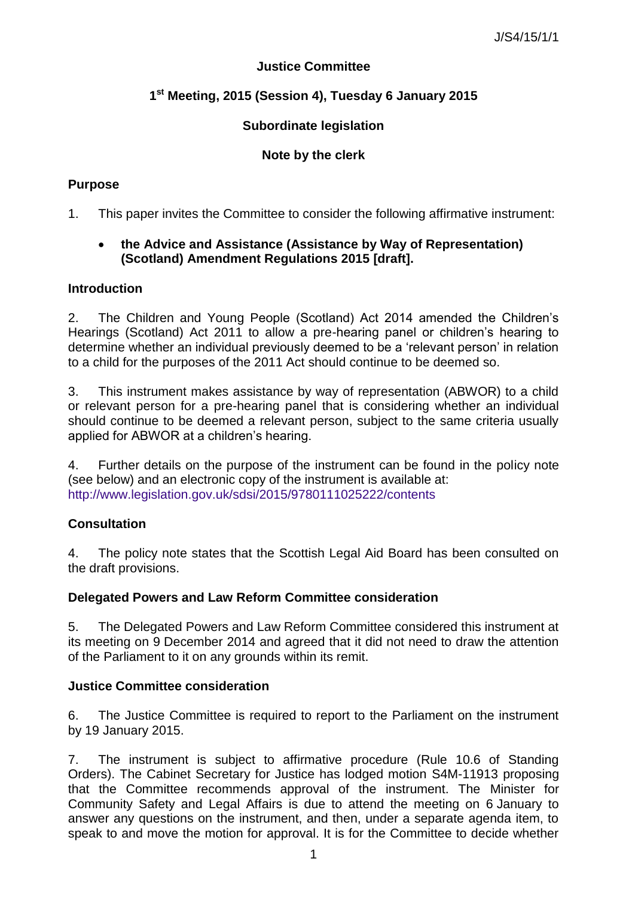J/S4/15/1/1

**Justice Committee**

**1st Meeting, 2015 (Session 4), Tuesday 6 January 2015**

**Subordinate legislation**

**Note by the clerk**

## Purpose

1. This paper invites the Committee to consider the following affirmative instrument:

   - **the Advice and Assistance (Assistance by Way of Representation) (Scotland) Amendment Regulations 2015 [draft].**

## Introduction

2. The Children and Young People (Scotland) Act 2014 amended the Children's Hearings (Scotland) Act 2011 to allow a pre-hearing panel or children's hearing to determine whether an individual previously deemed to be a 'relevant person' in relation to a child for the purposes of the 2011 Act should continue to be deemed so.

3. This instrument makes assistance by way of representation (ABWOR) to a child or relevant person for a pre-hearing panel that is considering whether an individual should continue to be deemed a relevant person, subject to the same criteria usually applied for ABWOR at a children's hearing.

4. Further details on the purpose of the instrument can be found in the policy note (see below) and an electronic copy of the instrument is available at: http://www.legislation.gov.uk/sdsi/2015/9780111025222/contents

## Consultation

4. The policy note states that the Scottish Legal Aid Board has been consulted on the draft provisions.

## Delegated Powers and Law Reform Committee consideration

5. The Delegated Powers and Law Reform Committee considered this instrument at its meeting on 9 December 2014 and agreed that it did not need to draw the attention of the Parliament to it on any grounds within its remit.

## Justice Committee consideration

6. The Justice Committee is required to report to the Parliament on the instrument by 19 January 2015.

7. The instrument is subject to affirmative procedure (Rule 10.6 of Standing Orders). The Cabinet Secretary for Justice has lodged motion S4M-11913 proposing that the Committee recommends approval of the instrument. The Minister for Community Safety and Legal Affairs is due to attend the meeting on 6 January to answer any questions on the instrument, and then, under a separate agenda item, to speak to and move the motion for approval. It is for the Committee to decide whether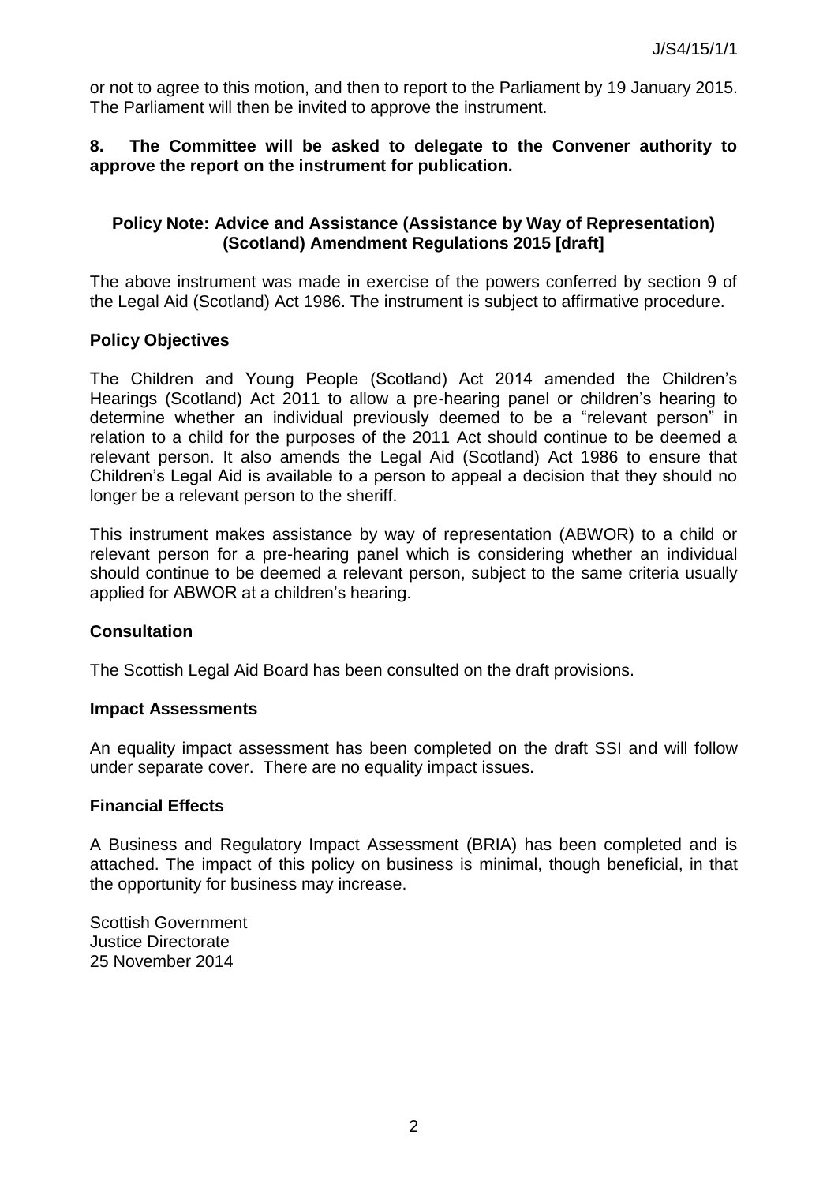or not to agree to this motion, and then to report to the Parliament by 19 January 2015. The Parliament will then be invited to approve the instrument.

**8. The Committee will be asked to delegate to the Convener authority to approve the report on the instrument for publication.**

### Policy Note: Advice and Assistance (Assistance by Way of Representation) (Scotland) Amendment Regulations 2015 [draft]

The above instrument was made in exercise of the powers conferred by section 9 of the Legal Aid (Scotland) Act 1986. The instrument is subject to affirmative procedure.

#### Policy Objectives

The Children and Young People (Scotland) Act 2014 amended the Children's Hearings (Scotland) Act 2011 to allow a pre-hearing panel or children's hearing to determine whether an individual previously deemed to be a "relevant person" in relation to a child for the purposes of the 2011 Act should continue to be deemed a relevant person. It also amends the Legal Aid (Scotland) Act 1986 to ensure that Children's Legal Aid is available to a person to appeal a decision that they should no longer be a relevant person to the sheriff.

This instrument makes assistance by way of representation (ABWOR) to a child or relevant person for a pre-hearing panel which is considering whether an individual should continue to be deemed a relevant person, subject to the same criteria usually applied for ABWOR at a children's hearing.

#### Consultation

The Scottish Legal Aid Board has been consulted on the draft provisions.

#### Impact Assessments

An equality impact assessment has been completed on the draft SSI and will follow under separate cover. There are no equality impact issues.

#### Financial Effects

A Business and Regulatory Impact Assessment (BRIA) has been completed and is attached. The impact of this policy on business is minimal, though beneficial, in that the opportunity for business may increase.

Scottish Government
Justice Directorate
25 November 2014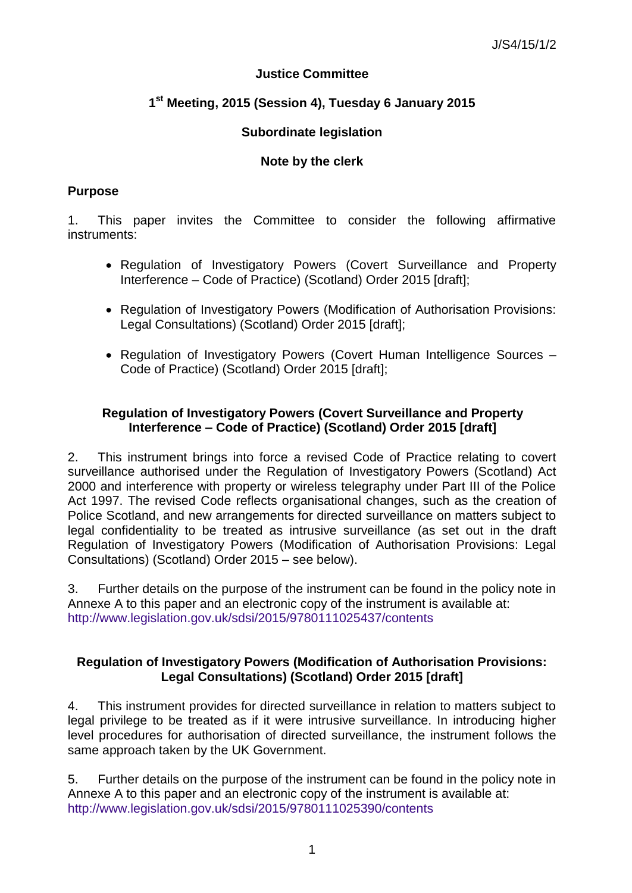J/S4/15/1/2

**Justice Committee**

**1st Meeting, 2015 (Session 4), Tuesday 6 January 2015**

**Subordinate legislation**

**Note by the clerk**

## Purpose

1. This paper invites the Committee to consider the following affirmative instruments:

- Regulation of Investigatory Powers (Covert Surveillance and Property Interference – Code of Practice) (Scotland) Order 2015 [draft];
- Regulation of Investigatory Powers (Modification of Authorisation Provisions: Legal Consultations) (Scotland) Order 2015 [draft];
- Regulation of Investigatory Powers (Covert Human Intelligence Sources – Code of Practice) (Scotland) Order 2015 [draft];

### Regulation of Investigatory Powers (Covert Surveillance and Property Interference – Code of Practice) (Scotland) Order 2015 [draft]

2. This instrument brings into force a revised Code of Practice relating to covert surveillance authorised under the Regulation of Investigatory Powers (Scotland) Act 2000 and interference with property or wireless telegraphy under Part III of the Police Act 1997. The revised Code reflects organisational changes, such as the creation of Police Scotland, and new arrangements for directed surveillance on matters subject to legal confidentiality to be treated as intrusive surveillance (as set out in the draft Regulation of Investigatory Powers (Modification of Authorisation Provisions: Legal Consultations) (Scotland) Order 2015 – see below).

3. Further details on the purpose of the instrument can be found in the policy note in Annexe A to this paper and an electronic copy of the instrument is available at:
http://www.legislation.gov.uk/sdsi/2015/9780111025437/contents

### Regulation of Investigatory Powers (Modification of Authorisation Provisions: Legal Consultations) (Scotland) Order 2015 [draft]

4. This instrument provides for directed surveillance in relation to matters subject to legal privilege to be treated as if it were intrusive surveillance. In introducing higher level procedures for authorisation of directed surveillance, the instrument follows the same approach taken by the UK Government.

5. Further details on the purpose of the instrument can be found in the policy note in Annexe A to this paper and an electronic copy of the instrument is available at:
http://www.legislation.gov.uk/sdsi/2015/9780111025390/contents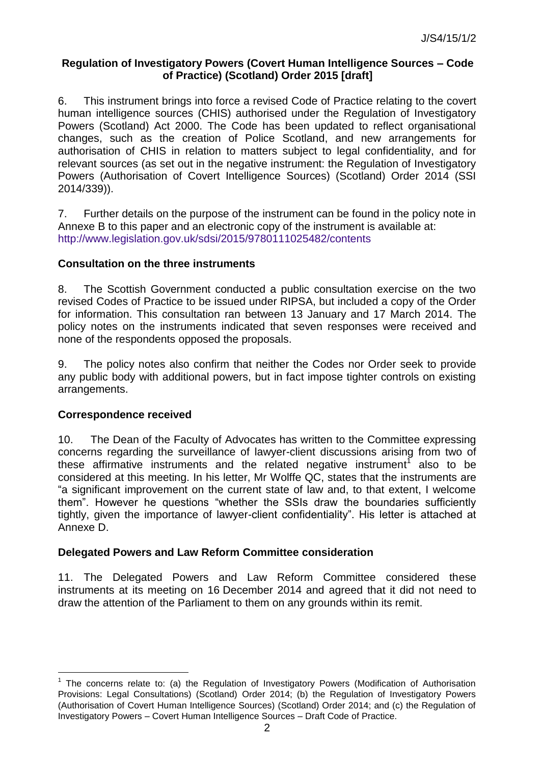**Regulation of Investigatory Powers (Covert Human Intelligence Sources – Code of Practice) (Scotland) Order 2015 [draft]**

6. This instrument brings into force a revised Code of Practice relating to the covert human intelligence sources (CHIS) authorised under the Regulation of Investigatory Powers (Scotland) Act 2000. The Code has been updated to reflect organisational changes, such as the creation of Police Scotland, and new arrangements for authorisation of CHIS in relation to matters subject to legal confidentiality, and for relevant sources (as set out in the negative instrument: the Regulation of Investigatory Powers (Authorisation of Covert Intelligence Sources) (Scotland) Order 2014 (SSI 2014/339)).

7. Further details on the purpose of the instrument can be found in the policy note in Annexe B to this paper and an electronic copy of the instrument is available at: http://www.legislation.gov.uk/sdsi/2015/9780111025482/contents

**Consultation on the three instruments**

8. The Scottish Government conducted a public consultation exercise on the two revised Codes of Practice to be issued under RIPSA, but included a copy of the Order for information. This consultation ran between 13 January and 17 March 2014. The policy notes on the instruments indicated that seven responses were received and none of the respondents opposed the proposals.

9. The policy notes also confirm that neither the Codes nor Order seek to provide any public body with additional powers, but in fact impose tighter controls on existing arrangements.

**Correspondence received**

10. The Dean of the Faculty of Advocates has written to the Committee expressing concerns regarding the surveillance of lawyer-client discussions arising from two of these affirmative instruments and the related negative instrument[1] also to be considered at this meeting. In his letter, Mr Wolffe QC, states that the instruments are "a significant improvement on the current state of law and, to that extent, I welcome them". However he questions "whether the SSIs draw the boundaries sufficiently tightly, given the importance of lawyer-client confidentiality". His letter is attached at Annexe D.

**Delegated Powers and Law Reform Committee consideration**

11. The Delegated Powers and Law Reform Committee considered these instruments at its meeting on 16 December 2014 and agreed that it did not need to draw the attention of the Parliament to them on any grounds within its remit.

---

[1] The concerns relate to: (a) the Regulation of Investigatory Powers (Modification of Authorisation Provisions: Legal Consultations) (Scotland) Order 2014; (b) the Regulation of Investigatory Powers (Authorisation of Covert Human Intelligence Sources) (Scotland) Order 2014; and (c) the Regulation of Investigatory Powers – Covert Human Intelligence Sources – Draft Code of Practice.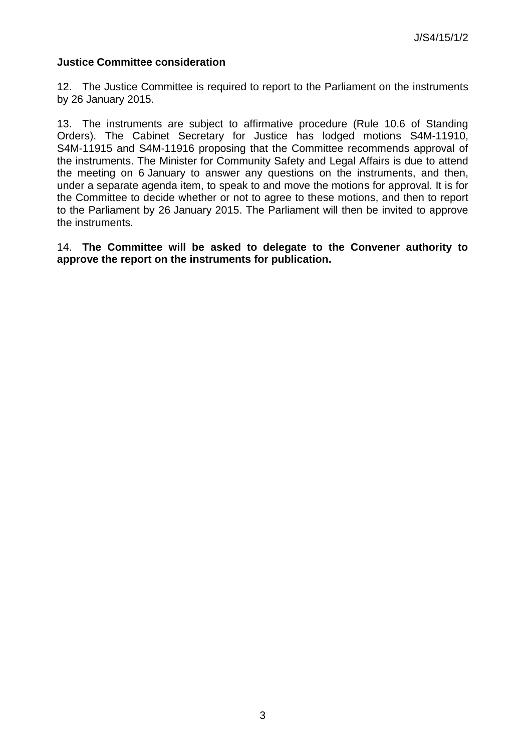**Justice Committee consideration**

12. The Justice Committee is required to report to the Parliament on the instruments by 26 January 2015.

13. The instruments are subject to affirmative procedure (Rule 10.6 of Standing Orders). The Cabinet Secretary for Justice has lodged motions S4M-11910, S4M-11915 and S4M-11916 proposing that the Committee recommends approval of the instruments. The Minister for Community Safety and Legal Affairs is due to attend the meeting on 6 January to answer any questions on the instruments, and then, under a separate agenda item, to speak to and move the motions for approval. It is for the Committee to decide whether or not to agree to these motions, and then to report to the Parliament by 26 January 2015. The Parliament will then be invited to approve the instruments.

14. **The Committee will be asked to delegate to the Convener authority to approve the report on the instruments for publication.**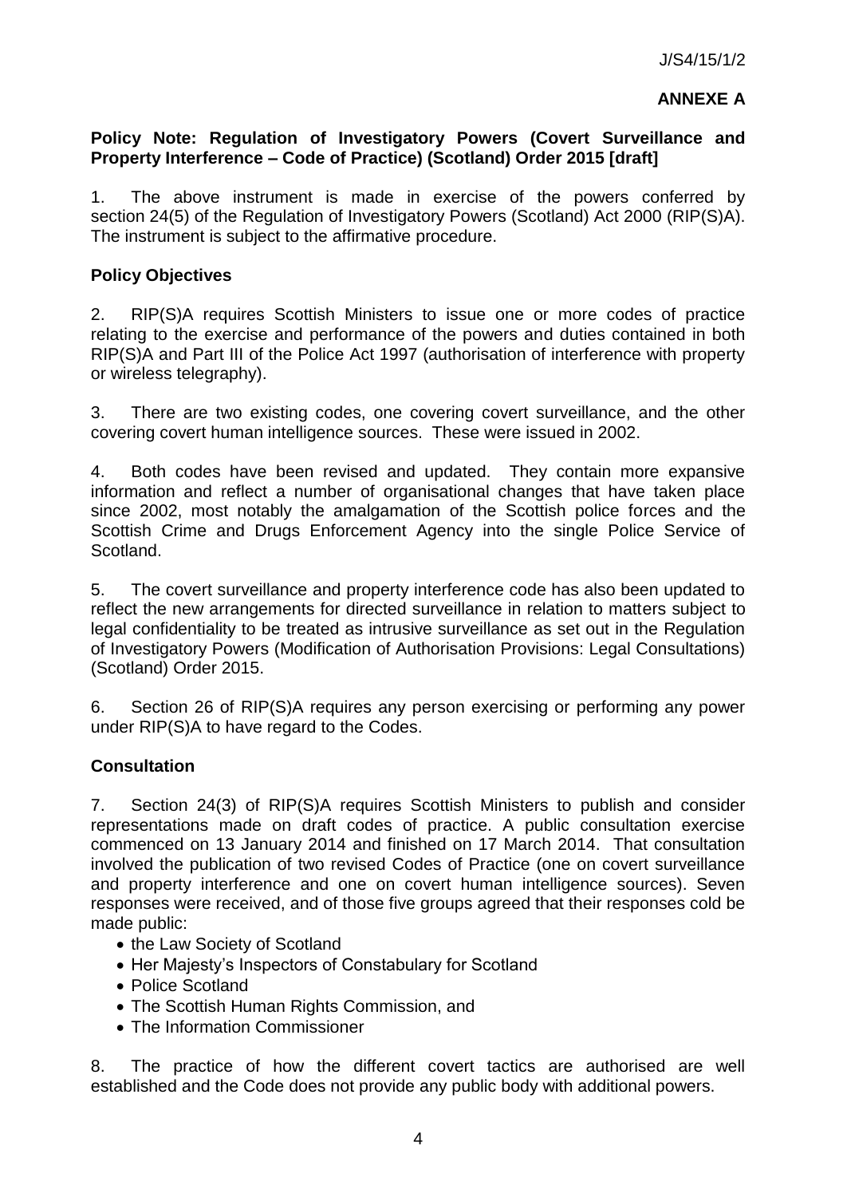J/S4/15/1/2

**ANNEXE A**

**Policy Note: Regulation of Investigatory Powers (Covert Surveillance and Property Interference – Code of Practice) (Scotland) Order 2015 [draft]**

1. The above instrument is made in exercise of the powers conferred by section 24(5) of the Regulation of Investigatory Powers (Scotland) Act 2000 (RIP(S)A). The instrument is subject to the affirmative procedure.

**Policy Objectives**

2. RIP(S)A requires Scottish Ministers to issue one or more codes of practice relating to the exercise and performance of the powers and duties contained in both RIP(S)A and Part III of the Police Act 1997 (authorisation of interference with property or wireless telegraphy).

3. There are two existing codes, one covering covert surveillance, and the other covering covert human intelligence sources. These were issued in 2002.

4. Both codes have been revised and updated. They contain more expansive information and reflect a number of organisational changes that have taken place since 2002, most notably the amalgamation of the Scottish police forces and the Scottish Crime and Drugs Enforcement Agency into the single Police Service of Scotland.

5. The covert surveillance and property interference code has also been updated to reflect the new arrangements for directed surveillance in relation to matters subject to legal confidentiality to be treated as intrusive surveillance as set out in the Regulation of Investigatory Powers (Modification of Authorisation Provisions: Legal Consultations) (Scotland) Order 2015.

6. Section 26 of RIP(S)A requires any person exercising or performing any power under RIP(S)A to have regard to the Codes.

**Consultation**

7. Section 24(3) of RIP(S)A requires Scottish Ministers to publish and consider representations made on draft codes of practice. A public consultation exercise commenced on 13 January 2014 and finished on 17 March 2014. That consultation involved the publication of two revised Codes of Practice (one on covert surveillance and property interference and one on covert human intelligence sources). Seven responses were received, and of those five groups agreed that their responses cold be made public:

- the Law Society of Scotland
- Her Majesty's Inspectors of Constabulary for Scotland
- Police Scotland
- The Scottish Human Rights Commission, and
- The Information Commissioner

8. The practice of how the different covert tactics are authorised are well established and the Code does not provide any public body with additional powers.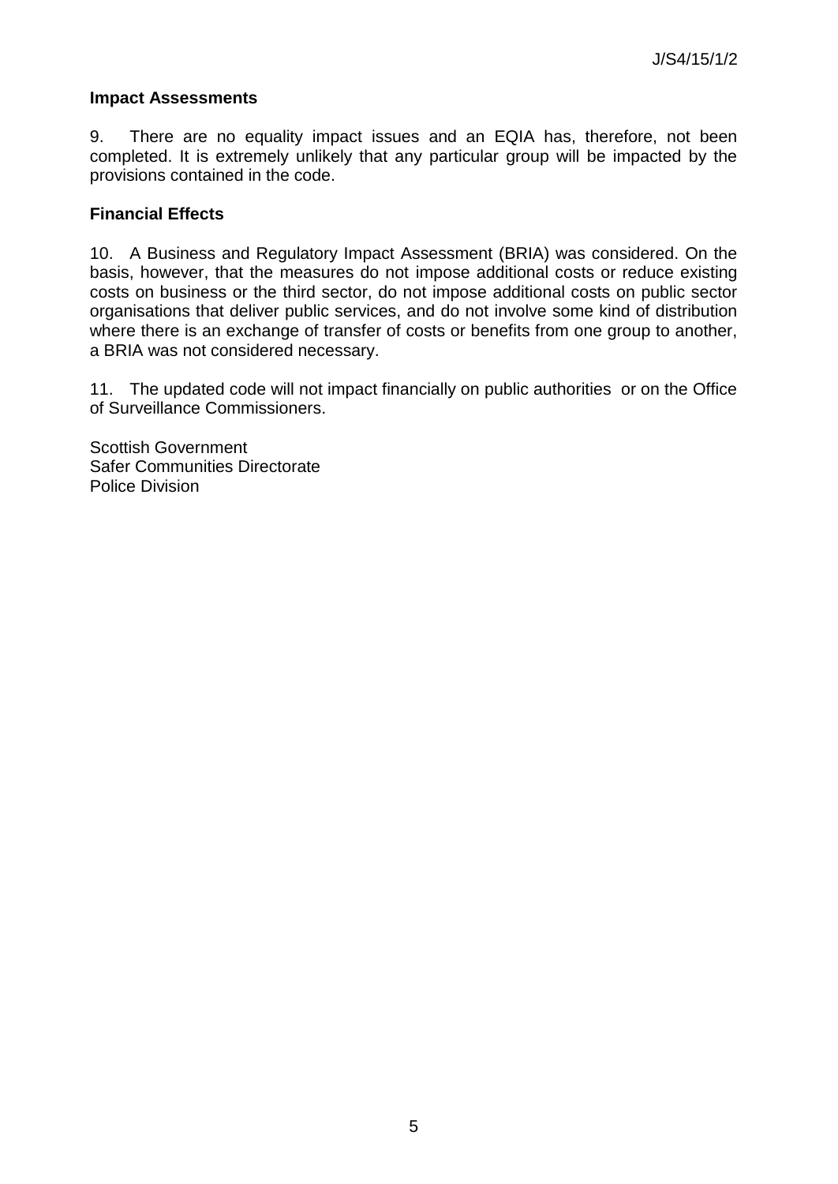**Impact Assessments**

9. There are no equality impact issues and an EQIA has, therefore, not been completed. It is extremely unlikely that any particular group will be impacted by the provisions contained in the code.

**Financial Effects**

10. A Business and Regulatory Impact Assessment (BRIA) was considered. On the basis, however, that the measures do not impose additional costs or reduce existing costs on business or the third sector, do not impose additional costs on public sector organisations that deliver public services, and do not involve some kind of distribution where there is an exchange of transfer of costs or benefits from one group to another, a BRIA was not considered necessary.

11. The updated code will not impact financially on public authorities or on the Office of Surveillance Commissioners.

Scottish Government
Safer Communities Directorate
Police Division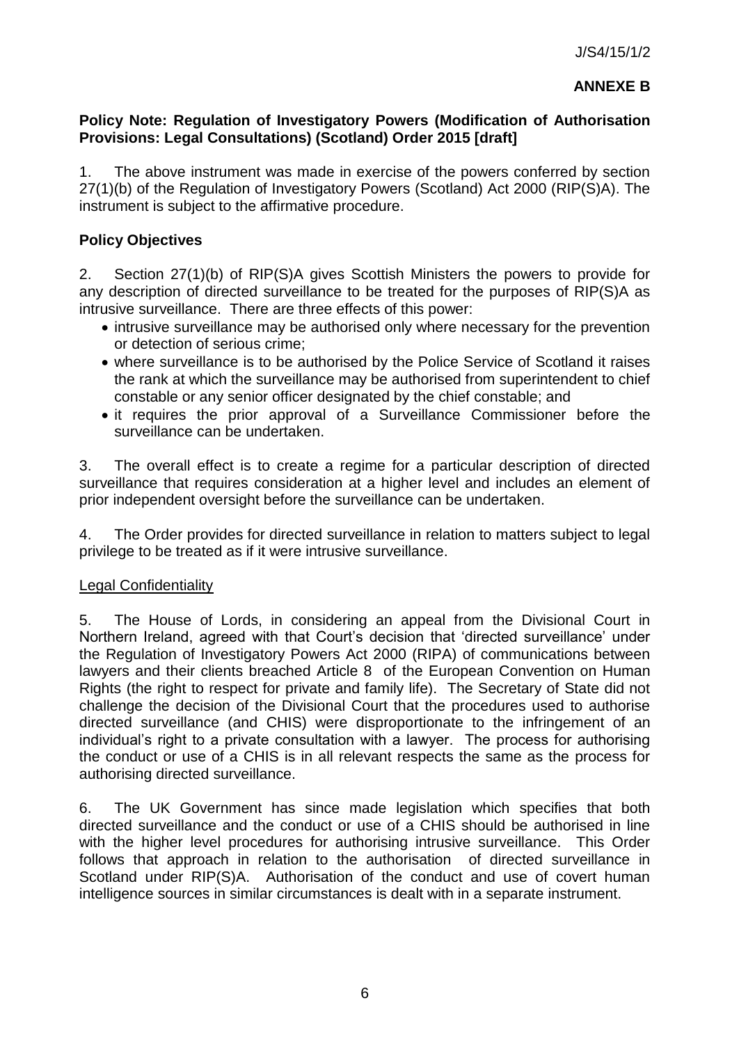J/S4/15/1/2

**ANNEXE B**

**Policy Note: Regulation of Investigatory Powers (Modification of Authorisation Provisions: Legal Consultations) (Scotland) Order 2015 [draft]**

1. The above instrument was made in exercise of the powers conferred by section 27(1)(b) of the Regulation of Investigatory Powers (Scotland) Act 2000 (RIP(S)A). The instrument is subject to the affirmative procedure.

## Policy Objectives

2. Section 27(1)(b) of RIP(S)A gives Scottish Ministers the powers to provide for any description of directed surveillance to be treated for the purposes of RIP(S)A as intrusive surveillance. There are three effects of this power:

- intrusive surveillance may be authorised only where necessary for the prevention or detection of serious crime;
- where surveillance is to be authorised by the Police Service of Scotland it raises the rank at which the surveillance may be authorised from superintendent to chief constable or any senior officer designated by the chief constable; and
- it requires the prior approval of a Surveillance Commissioner before the surveillance can be undertaken.

3. The overall effect is to create a regime for a particular description of directed surveillance that requires consideration at a higher level and includes an element of prior independent oversight before the surveillance can be undertaken.

4. The Order provides for directed surveillance in relation to matters subject to legal privilege to be treated as if it were intrusive surveillance.

### Legal Confidentiality

5. The House of Lords, in considering an appeal from the Divisional Court in Northern Ireland, agreed with that Court's decision that 'directed surveillance' under the Regulation of Investigatory Powers Act 2000 (RIPA) of communications between lawyers and their clients breached Article 8 of the European Convention on Human Rights (the right to respect for private and family life). The Secretary of State did not challenge the decision of the Divisional Court that the procedures used to authorise directed surveillance (and CHIS) were disproportionate to the infringement of an individual's right to a private consultation with a lawyer. The process for authorising the conduct or use of a CHIS is in all relevant respects the same as the process for authorising directed surveillance.

6. The UK Government has since made legislation which specifies that both directed surveillance and the conduct or use of a CHIS should be authorised in line with the higher level procedures for authorising intrusive surveillance. This Order follows that approach in relation to the authorisation of directed surveillance in Scotland under RIP(S)A. Authorisation of the conduct and use of covert human intelligence sources in similar circumstances is dealt with in a separate instrument.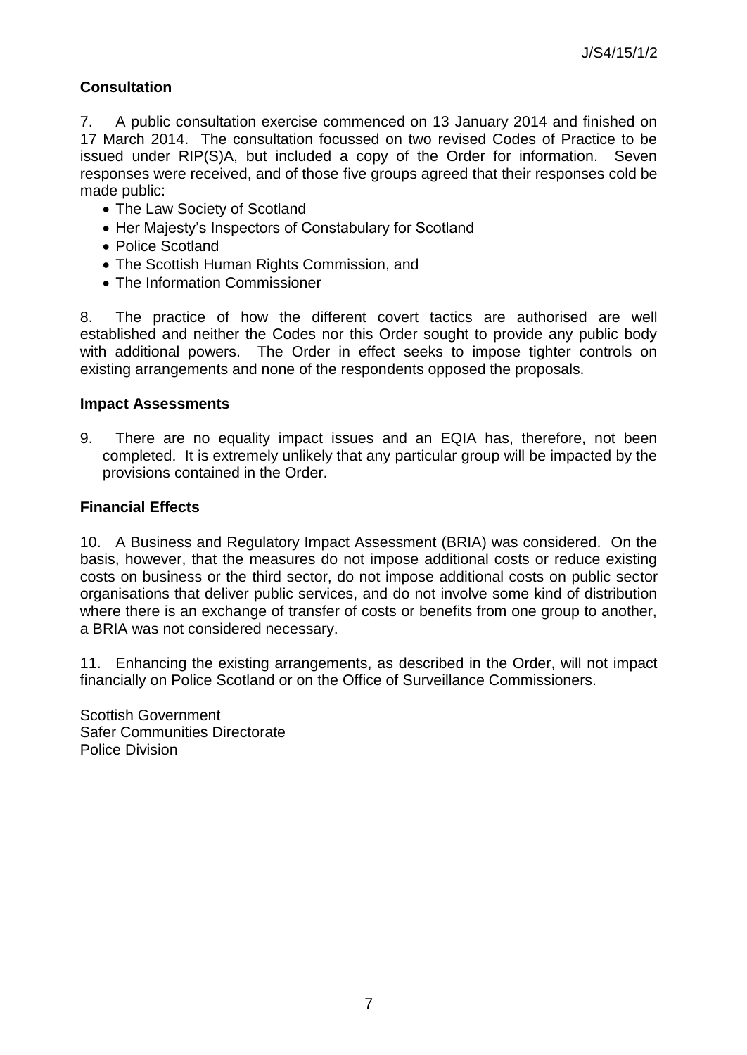## Consultation

7. A public consultation exercise commenced on 13 January 2014 and finished on 17 March 2014. The consultation focussed on two revised Codes of Practice to be issued under RIP(S)A, but included a copy of the Order for information. Seven responses were received, and of those five groups agreed that their responses cold be made public:

- The Law Society of Scotland
- Her Majesty's Inspectors of Constabulary for Scotland
- Police Scotland
- The Scottish Human Rights Commission, and
- The Information Commissioner

8. The practice of how the different covert tactics are authorised are well established and neither the Codes nor this Order sought to provide any public body with additional powers. The Order in effect seeks to impose tighter controls on existing arrangements and none of the respondents opposed the proposals.

## Impact Assessments

9. There are no equality impact issues and an EQIA has, therefore, not been completed. It is extremely unlikely that any particular group will be impacted by the provisions contained in the Order.

## Financial Effects

10. A Business and Regulatory Impact Assessment (BRIA) was considered. On the basis, however, that the measures do not impose additional costs or reduce existing costs on business or the third sector, do not impose additional costs on public sector organisations that deliver public services, and do not involve some kind of distribution where there is an exchange of transfer of costs or benefits from one group to another, a BRIA was not considered necessary.

11. Enhancing the existing arrangements, as described in the Order, will not impact financially on Police Scotland or on the Office of Surveillance Commissioners.

Scottish Government
Safer Communities Directorate
Police Division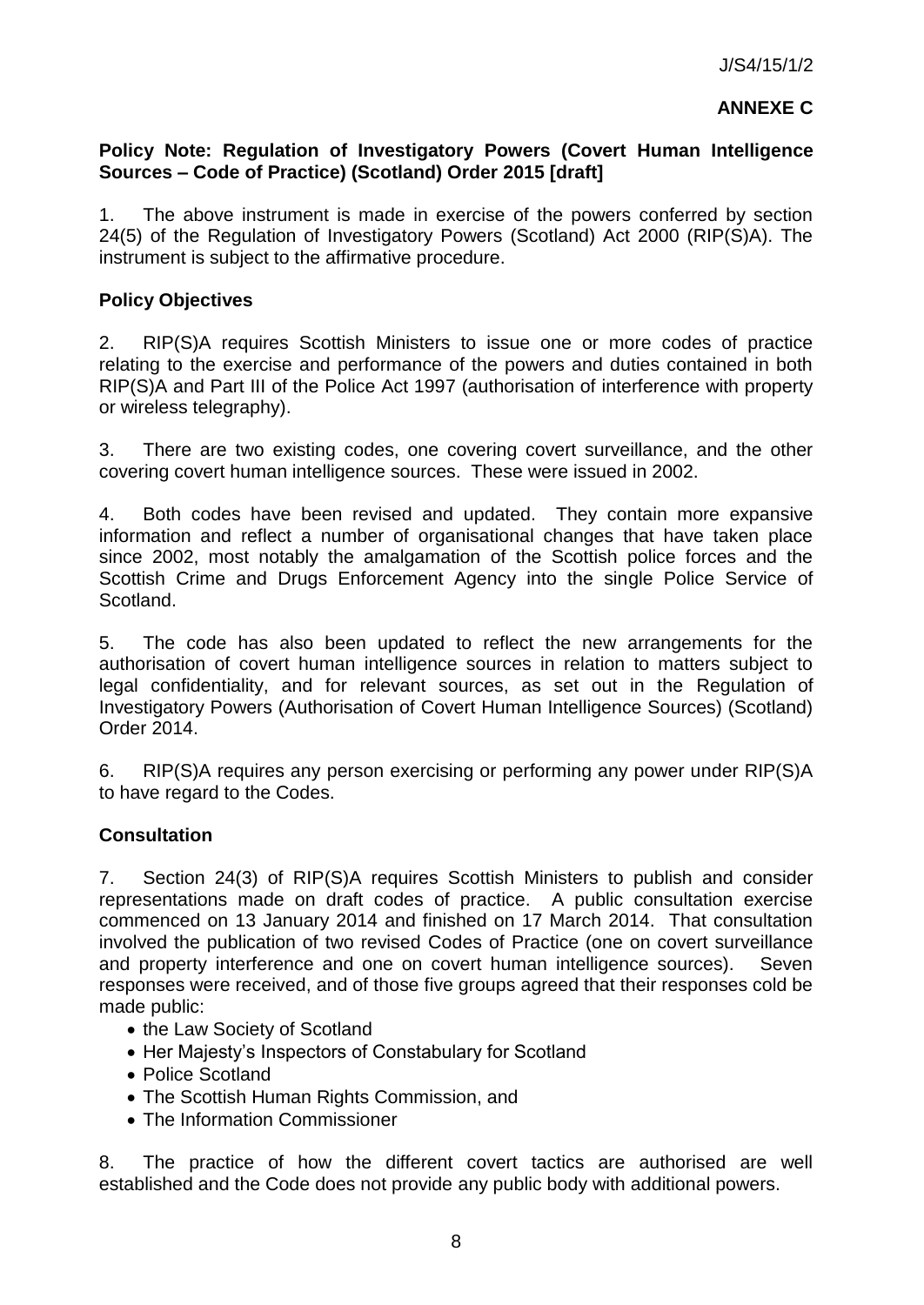J/S4/15/1/2

**ANNEXE C**

**Policy Note: Regulation of Investigatory Powers (Covert Human Intelligence Sources – Code of Practice) (Scotland) Order 2015 [draft]**

1. The above instrument is made in exercise of the powers conferred by section 24(5) of the Regulation of Investigatory Powers (Scotland) Act 2000 (RIP(S)A). The instrument is subject to the affirmative procedure.

**Policy Objectives**

2. RIP(S)A requires Scottish Ministers to issue one or more codes of practice relating to the exercise and performance of the powers and duties contained in both RIP(S)A and Part III of the Police Act 1997 (authorisation of interference with property or wireless telegraphy).

3. There are two existing codes, one covering covert surveillance, and the other covering covert human intelligence sources. These were issued in 2002.

4. Both codes have been revised and updated. They contain more expansive information and reflect a number of organisational changes that have taken place since 2002, most notably the amalgamation of the Scottish police forces and the Scottish Crime and Drugs Enforcement Agency into the single Police Service of Scotland.

5. The code has also been updated to reflect the new arrangements for the authorisation of covert human intelligence sources in relation to matters subject to legal confidentiality, and for relevant sources, as set out in the Regulation of Investigatory Powers (Authorisation of Covert Human Intelligence Sources) (Scotland) Order 2014.

6. RIP(S)A requires any person exercising or performing any power under RIP(S)A to have regard to the Codes.

**Consultation**

7. Section 24(3) of RIP(S)A requires Scottish Ministers to publish and consider representations made on draft codes of practice. A public consultation exercise commenced on 13 January 2014 and finished on 17 March 2014. That consultation involved the publication of two revised Codes of Practice (one on covert surveillance and property interference and one on covert human intelligence sources). Seven responses were received, and of those five groups agreed that their responses cold be made public:

- the Law Society of Scotland
- Her Majesty's Inspectors of Constabulary for Scotland
- Police Scotland
- The Scottish Human Rights Commission, and
- The Information Commissioner

8. The practice of how the different covert tactics are authorised are well established and the Code does not provide any public body with additional powers.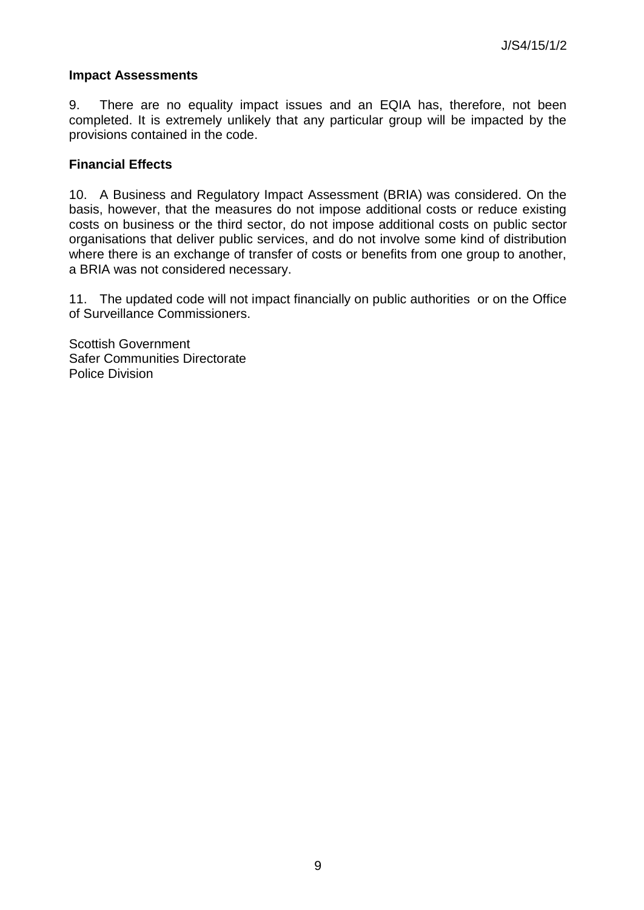**Impact Assessments**

9. There are no equality impact issues and an EQIA has, therefore, not been completed. It is extremely unlikely that any particular group will be impacted by the provisions contained in the code.

**Financial Effects**

10. A Business and Regulatory Impact Assessment (BRIA) was considered. On the basis, however, that the measures do not impose additional costs or reduce existing costs on business or the third sector, do not impose additional costs on public sector organisations that deliver public services, and do not involve some kind of distribution where there is an exchange of transfer of costs or benefits from one group to another, a BRIA was not considered necessary.

11. The updated code will not impact financially on public authorities or on the Office of Surveillance Commissioners.

Scottish Government
Safer Communities Directorate
Police Division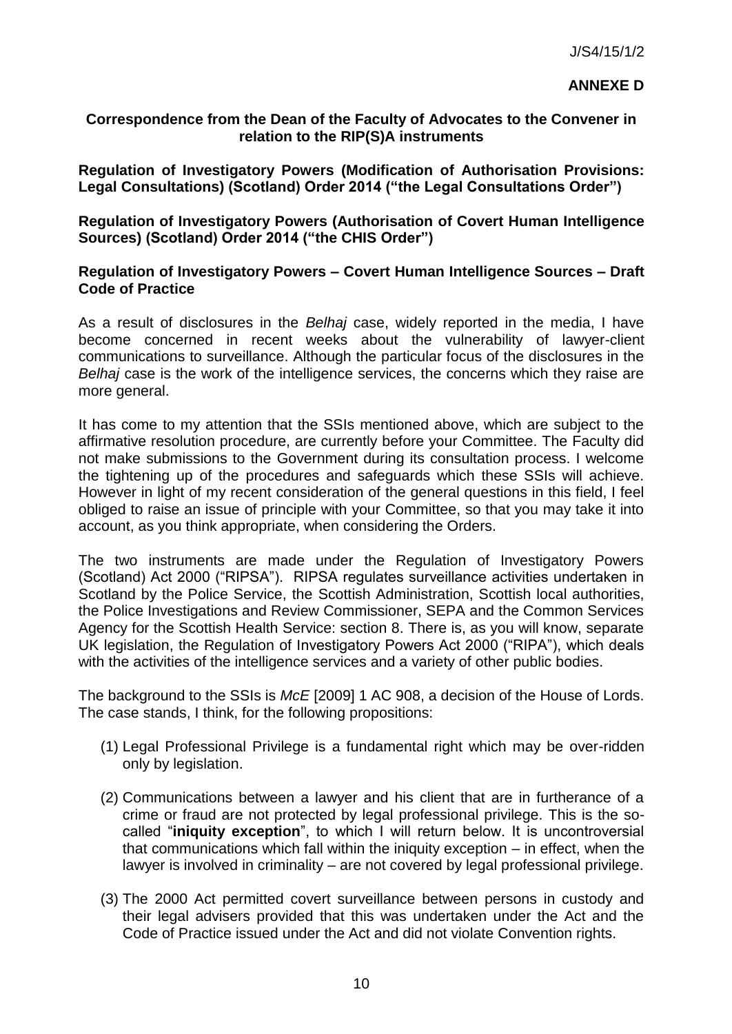J/S4/15/1/2

**ANNEXE D**

**Correspondence from the Dean of the Faculty of Advocates to the Convener in relation to the RIP(S)A instruments**

**Regulation of Investigatory Powers (Modification of Authorisation Provisions: Legal Consultations) (Scotland) Order 2014 ("the Legal Consultations Order")**

**Regulation of Investigatory Powers (Authorisation of Covert Human Intelligence Sources) (Scotland) Order 2014 ("the CHIS Order")**

**Regulation of Investigatory Powers – Covert Human Intelligence Sources – Draft Code of Practice**

As a result of disclosures in the *Belhaj* case, widely reported in the media, I have become concerned in recent weeks about the vulnerability of lawyer-client communications to surveillance. Although the particular focus of the disclosures in the *Belhaj* case is the work of the intelligence services, the concerns which they raise are more general.

It has come to my attention that the SSIs mentioned above, which are subject to the affirmative resolution procedure, are currently before your Committee. The Faculty did not make submissions to the Government during its consultation process. I welcome the tightening up of the procedures and safeguards which these SSIs will achieve. However in light of my recent consideration of the general questions in this field, I feel obliged to raise an issue of principle with your Committee, so that you may take it into account, as you think appropriate, when considering the Orders.

The two instruments are made under the Regulation of Investigatory Powers (Scotland) Act 2000 ("RIPSA"). RIPSA regulates surveillance activities undertaken in Scotland by the Police Service, the Scottish Administration, Scottish local authorities, the Police Investigations and Review Commissioner, SEPA and the Common Services Agency for the Scottish Health Service: section 8. There is, as you will know, separate UK legislation, the Regulation of Investigatory Powers Act 2000 ("RIPA"), which deals with the activities of the intelligence services and a variety of other public bodies.

The background to the SSIs is *McE* [2009] 1 AC 908, a decision of the House of Lords. The case stands, I think, for the following propositions:

(1) Legal Professional Privilege is a fundamental right which may be over-ridden only by legislation.

(2) Communications between a lawyer and his client that are in furtherance of a crime or fraud are not protected by legal professional privilege. This is the so-called "**iniquity exception**", to which I will return below. It is uncontroversial that communications which fall within the iniquity exception – in effect, when the lawyer is involved in criminality – are not covered by legal professional privilege.

(3) The 2000 Act permitted covert surveillance between persons in custody and their legal advisers provided that this was undertaken under the Act and the Code of Practice issued under the Act and did not violate Convention rights.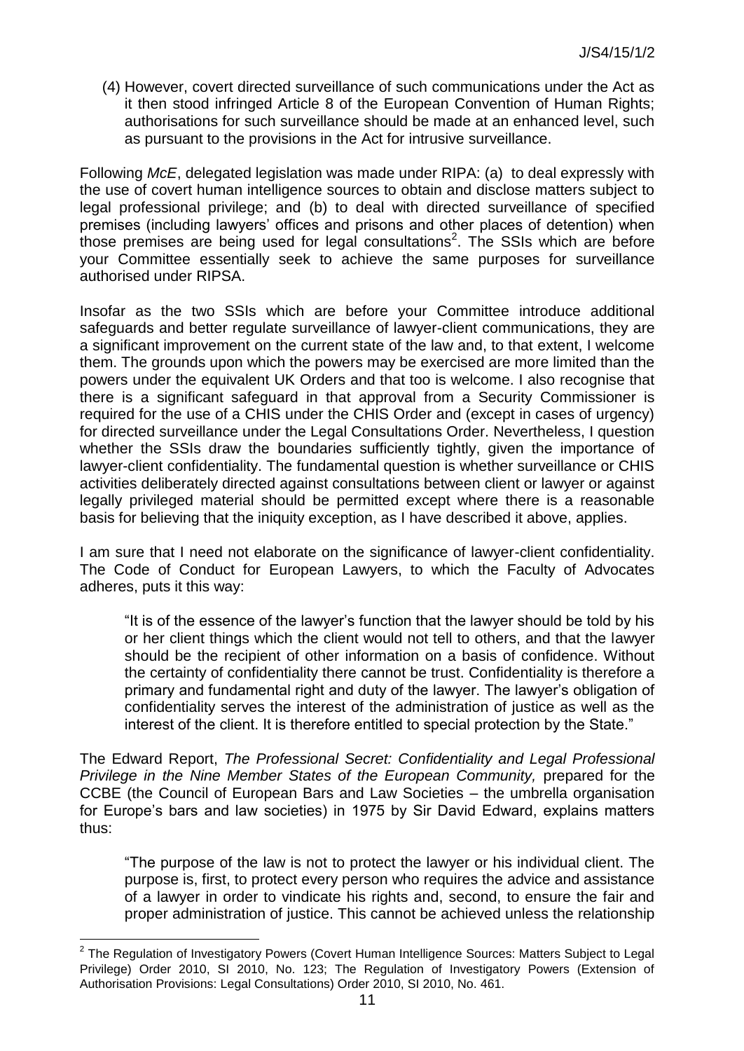(4) However, covert directed surveillance of such communications under the Act as it then stood infringed Article 8 of the European Convention of Human Rights; authorisations for such surveillance should be made at an enhanced level, such as pursuant to the provisions in the Act for intrusive surveillance.

Following *McE*, delegated legislation was made under RIPA: (a) to deal expressly with the use of covert human intelligence sources to obtain and disclose matters subject to legal professional privilege; and (b) to deal with directed surveillance of specified premises (including lawyers' offices and prisons and other places of detention) when those premises are being used for legal consultations[2]. The SSIs which are before your Committee essentially seek to achieve the same purposes for surveillance authorised under RIPSA.

Insofar as the two SSIs which are before your Committee introduce additional safeguards and better regulate surveillance of lawyer-client communications, they are a significant improvement on the current state of the law and, to that extent, I welcome them. The grounds upon which the powers may be exercised are more limited than the powers under the equivalent UK Orders and that too is welcome. I also recognise that there is a significant safeguard in that approval from a Security Commissioner is required for the use of a CHIS under the CHIS Order and (except in cases of urgency) for directed surveillance under the Legal Consultations Order. Nevertheless, I question whether the SSIs draw the boundaries sufficiently tightly, given the importance of lawyer-client confidentiality. The fundamental question is whether surveillance or CHIS activities deliberately directed against consultations between client or lawyer or against legally privileged material should be permitted except where there is a reasonable basis for believing that the iniquity exception, as I have described it above, applies.

I am sure that I need not elaborate on the significance of lawyer-client confidentiality. The Code of Conduct for European Lawyers, to which the Faculty of Advocates adheres, puts it this way:

> "It is of the essence of the lawyer's function that the lawyer should be told by his or her client things which the client would not tell to others, and that the lawyer should be the recipient of other information on a basis of confidence. Without the certainty of confidentiality there cannot be trust. Confidentiality is therefore a primary and fundamental right and duty of the lawyer. The lawyer's obligation of confidentiality serves the interest of the administration of justice as well as the interest of the client. It is therefore entitled to special protection by the State."

The Edward Report, *The Professional Secret: Confidentiality and Legal Professional Privilege in the Nine Member States of the European Community,* prepared for the CCBE (the Council of European Bars and Law Societies – the umbrella organisation for Europe's bars and law societies) in 1975 by Sir David Edward, explains matters thus:

> "The purpose of the law is not to protect the lawyer or his individual client. The purpose is, first, to protect every person who requires the advice and assistance of a lawyer in order to vindicate his rights and, second, to ensure the fair and proper administration of justice. This cannot be achieved unless the relationship

---

[2] The Regulation of Investigatory Powers (Covert Human Intelligence Sources: Matters Subject to Legal Privilege) Order 2010, SI 2010, No. 123; The Regulation of Investigatory Powers (Extension of Authorisation Provisions: Legal Consultations) Order 2010, SI 2010, No. 461.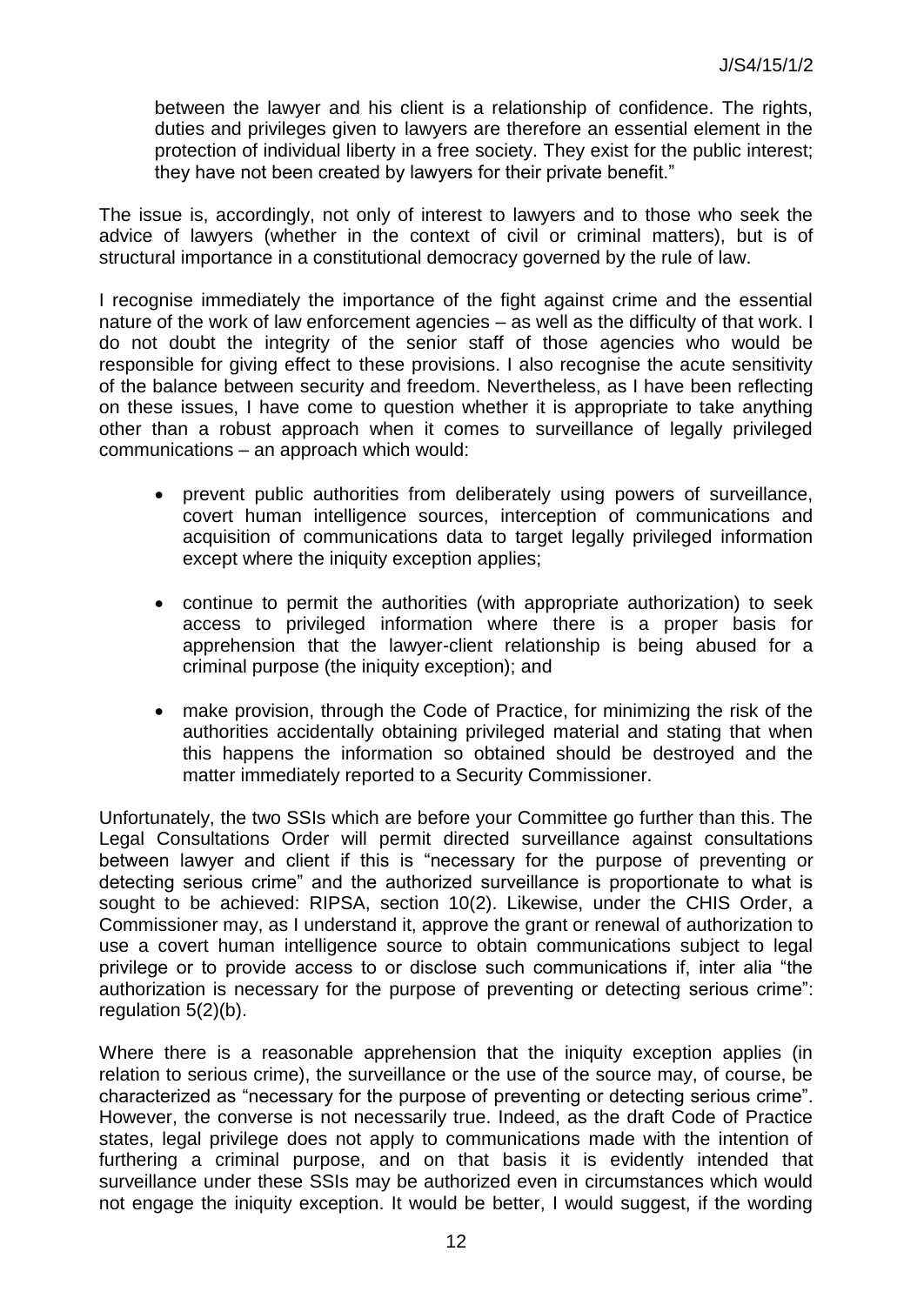between the lawyer and his client is a relationship of confidence. The rights, duties and privileges given to lawyers are therefore an essential element in the protection of individual liberty in a free society. They exist for the public interest; they have not been created by lawyers for their private benefit."

The issue is, accordingly, not only of interest to lawyers and to those who seek the advice of lawyers (whether in the context of civil or criminal matters), but is of structural importance in a constitutional democracy governed by the rule of law.

I recognise immediately the importance of the fight against crime and the essential nature of the work of law enforcement agencies – as well as the difficulty of that work. I do not doubt the integrity of the senior staff of those agencies who would be responsible for giving effect to these provisions. I also recognise the acute sensitivity of the balance between security and freedom. Nevertheless, as I have been reflecting on these issues, I have come to question whether it is appropriate to take anything other than a robust approach when it comes to surveillance of legally privileged communications – an approach which would:

- prevent public authorities from deliberately using powers of surveillance, covert human intelligence sources, interception of communications and acquisition of communications data to target legally privileged information except where the iniquity exception applies;
- continue to permit the authorities (with appropriate authorization) to seek access to privileged information where there is a proper basis for apprehension that the lawyer-client relationship is being abused for a criminal purpose (the iniquity exception); and
- make provision, through the Code of Practice, for minimizing the risk of the authorities accidentally obtaining privileged material and stating that when this happens the information so obtained should be destroyed and the matter immediately reported to a Security Commissioner.

Unfortunately, the two SSIs which are before your Committee go further than this. The Legal Consultations Order will permit directed surveillance against consultations between lawyer and client if this is "necessary for the purpose of preventing or detecting serious crime" and the authorized surveillance is proportionate to what is sought to be achieved: RIPSA, section 10(2). Likewise, under the CHIS Order, a Commissioner may, as I understand it, approve the grant or renewal of authorization to use a covert human intelligence source to obtain communications subject to legal privilege or to provide access to or disclose such communications if, inter alia "the authorization is necessary for the purpose of preventing or detecting serious crime": regulation 5(2)(b).

Where there is a reasonable apprehension that the iniquity exception applies (in relation to serious crime), the surveillance or the use of the source may, of course, be characterized as "necessary for the purpose of preventing or detecting serious crime". However, the converse is not necessarily true. Indeed, as the draft Code of Practice states, legal privilege does not apply to communications made with the intention of furthering a criminal purpose, and on that basis it is evidently intended that surveillance under these SSIs may be authorized even in circumstances which would not engage the iniquity exception. It would be better, I would suggest, if the wording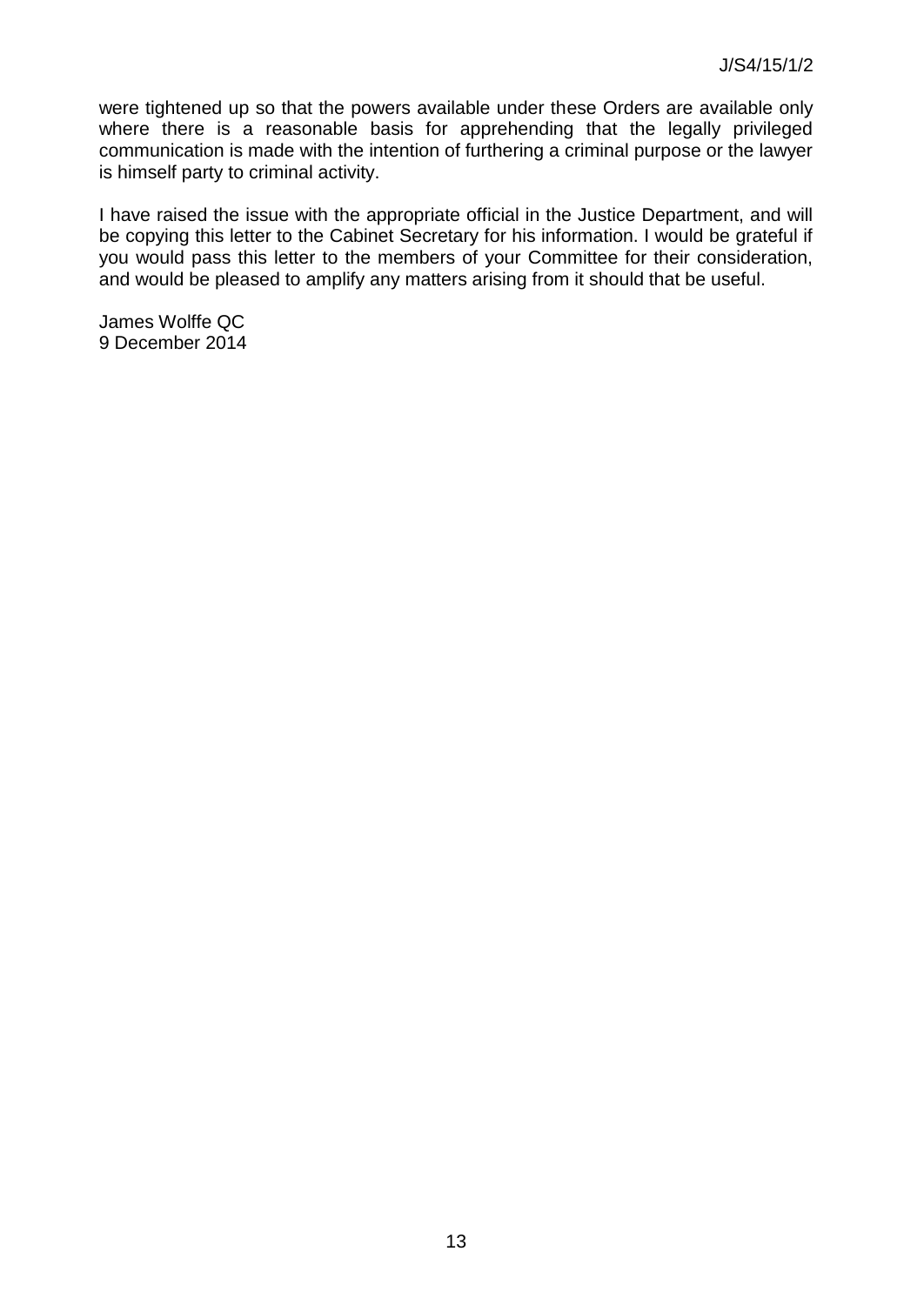were tightened up so that the powers available under these Orders are available only where there is a reasonable basis for apprehending that the legally privileged communication is made with the intention of furthering a criminal purpose or the lawyer is himself party to criminal activity.

I have raised the issue with the appropriate official in the Justice Department, and will be copying this letter to the Cabinet Secretary for his information. I would be grateful if you would pass this letter to the members of your Committee for their consideration, and would be pleased to amplify any matters arising from it should that be useful.

James Wolffe QC
9 December 2014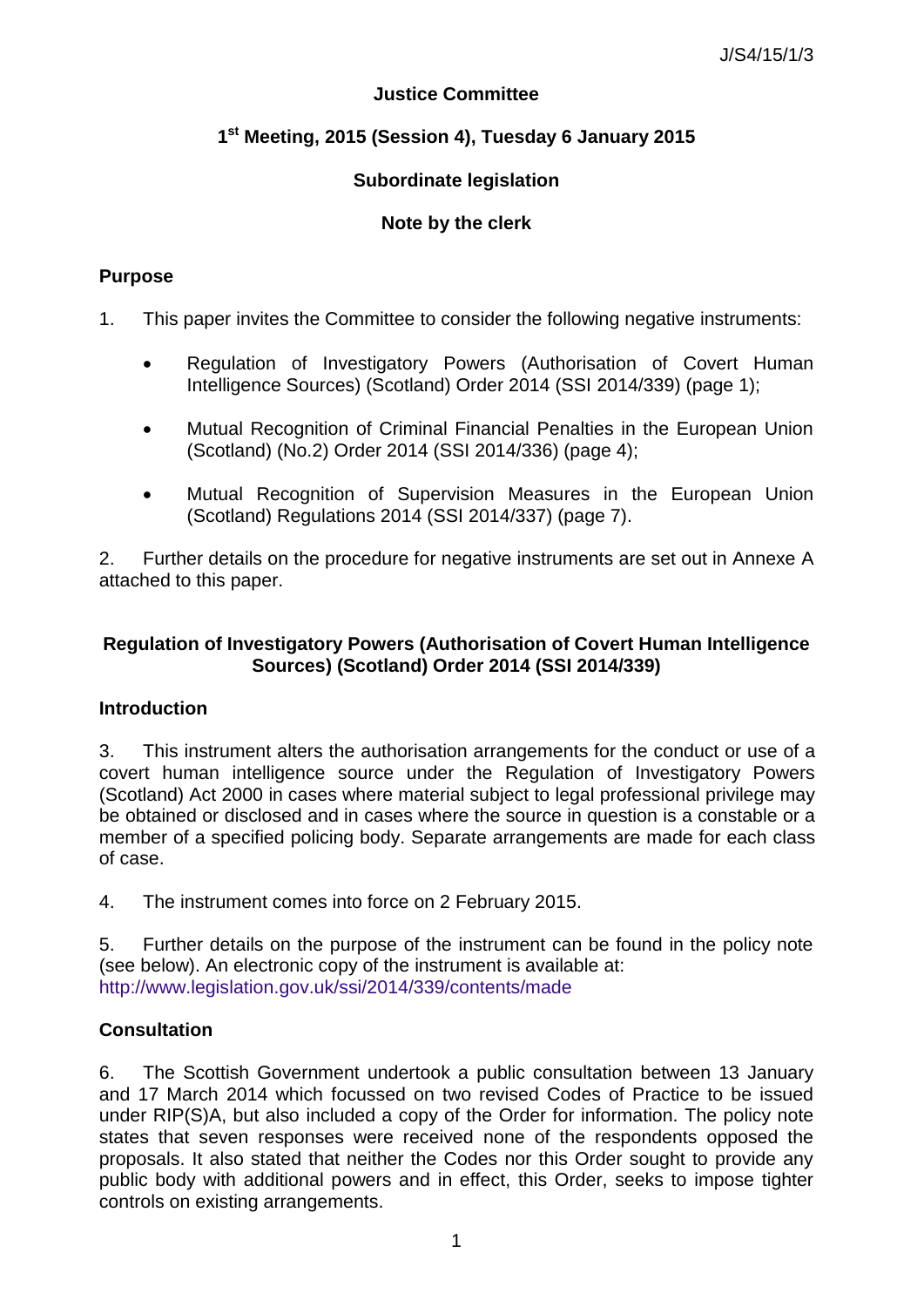J/S4/15/1/3

**Justice Committee**

**1st Meeting, 2015 (Session 4), Tuesday 6 January 2015**

**Subordinate legislation**

**Note by the clerk**

## Purpose

1. This paper invites the Committee to consider the following negative instruments:

    - Regulation of Investigatory Powers (Authorisation of Covert Human Intelligence Sources) (Scotland) Order 2014 (SSI 2014/339) (page 1);
    - Mutual Recognition of Criminal Financial Penalties in the European Union (Scotland) (No.2) Order 2014 (SSI 2014/336) (page 4);
    - Mutual Recognition of Supervision Measures in the European Union (Scotland) Regulations 2014 (SSI 2014/337) (page 7).

2. Further details on the procedure for negative instruments are set out in Annexe A attached to this paper.

## Regulation of Investigatory Powers (Authorisation of Covert Human Intelligence Sources) (Scotland) Order 2014 (SSI 2014/339)

### Introduction

3. This instrument alters the authorisation arrangements for the conduct or use of a covert human intelligence source under the Regulation of Investigatory Powers (Scotland) Act 2000 in cases where material subject to legal professional privilege may be obtained or disclosed and in cases where the source in question is a constable or a member of a specified policing body. Separate arrangements are made for each class of case.

4. The instrument comes into force on 2 February 2015.

5. Further details on the purpose of the instrument can be found in the policy note (see below). An electronic copy of the instrument is available at: http://www.legislation.gov.uk/ssi/2014/339/contents/made

### Consultation

6. The Scottish Government undertook a public consultation between 13 January and 17 March 2014 which focussed on two revised Codes of Practice to be issued under RIP(S)A, but also included a copy of the Order for information. The policy note states that seven responses were received none of the respondents opposed the proposals. It also stated that neither the Codes nor this Order sought to provide any public body with additional powers and in effect, this Order, seeks to impose tighter controls on existing arrangements.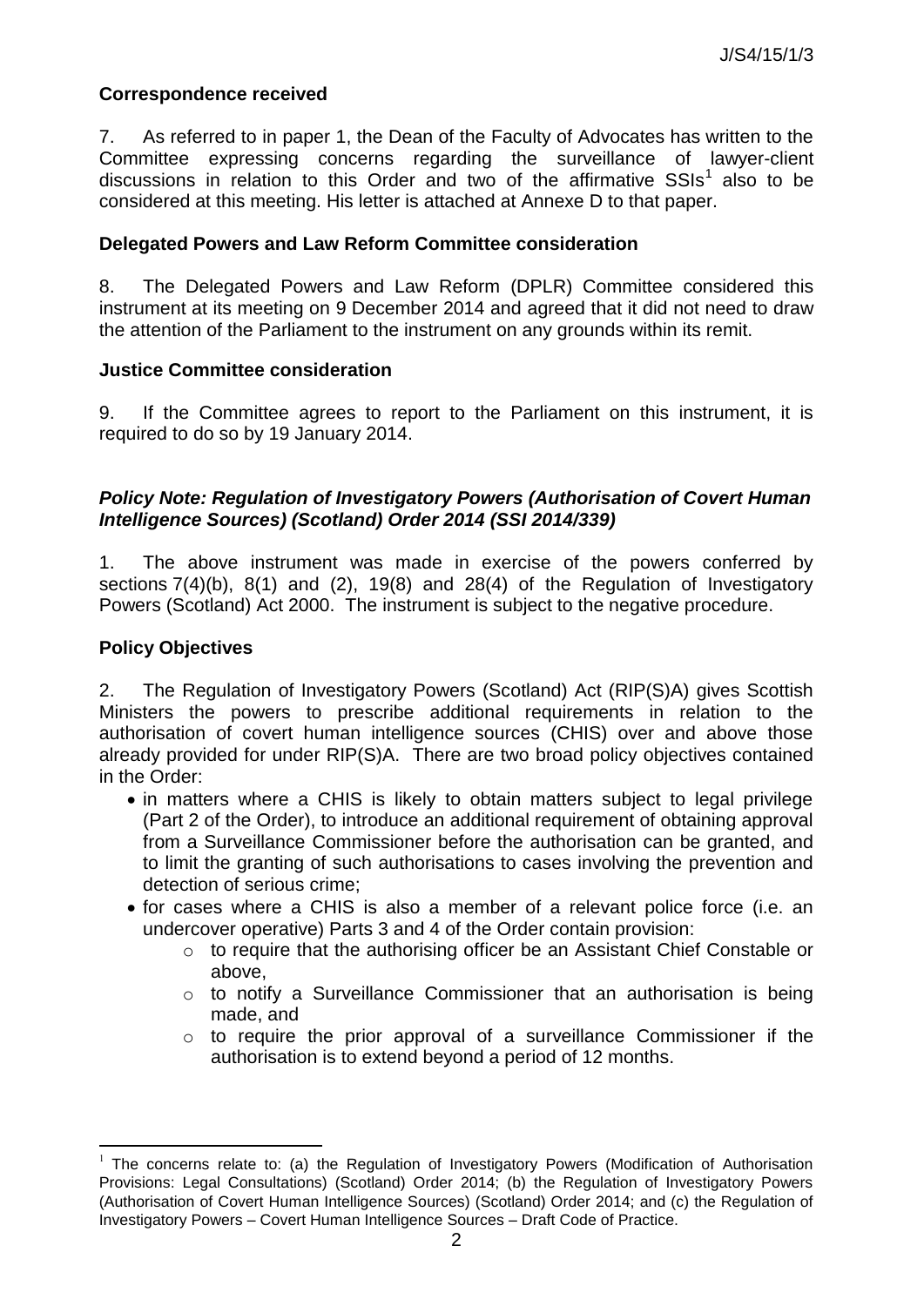**Correspondence received**

7. As referred to in paper 1, the Dean of the Faculty of Advocates has written to the Committee expressing concerns regarding the surveillance of lawyer-client discussions in relation to this Order and two of the affirmative SSIs[1] also to be considered at this meeting. His letter is attached at Annexe D to that paper.

**Delegated Powers and Law Reform Committee consideration**

8. The Delegated Powers and Law Reform (DPLR) Committee considered this instrument at its meeting on 9 December 2014 and agreed that it did not need to draw the attention of the Parliament to the instrument on any grounds within its remit.

**Justice Committee consideration**

9. If the Committee agrees to report to the Parliament on this instrument, it is required to do so by 19 January 2014.

***Policy Note: Regulation of Investigatory Powers (Authorisation of Covert Human Intelligence Sources) (Scotland) Order 2014 (SSI 2014/339)***

1. The above instrument was made in exercise of the powers conferred by sections 7(4)(b), 8(1) and (2), 19(8) and 28(4) of the Regulation of Investigatory Powers (Scotland) Act 2000. The instrument is subject to the negative procedure.

**Policy Objectives**

2. The Regulation of Investigatory Powers (Scotland) Act (RIP(S)A) gives Scottish Ministers the powers to prescribe additional requirements in relation to the authorisation of covert human intelligence sources (CHIS) over and above those already provided for under RIP(S)A. There are two broad policy objectives contained in the Order:

- in matters where a CHIS is likely to obtain matters subject to legal privilege (Part 2 of the Order), to introduce an additional requirement of obtaining approval from a Surveillance Commissioner before the authorisation can be granted, and to limit the granting of such authorisations to cases involving the prevention and detection of serious crime;
- for cases where a CHIS is also a member of a relevant police force (i.e. an undercover operative) Parts 3 and 4 of the Order contain provision:
  - to require that the authorising officer be an Assistant Chief Constable or above,
  - to notify a Surveillance Commissioner that an authorisation is being made, and
  - to require the prior approval of a surveillance Commissioner if the authorisation is to extend beyond a period of 12 months.

[1] The concerns relate to: (a) the Regulation of Investigatory Powers (Modification of Authorisation Provisions: Legal Consultations) (Scotland) Order 2014; (b) the Regulation of Investigatory Powers (Authorisation of Covert Human Intelligence Sources) (Scotland) Order 2014; and (c) the Regulation of Investigatory Powers – Covert Human Intelligence Sources – Draft Code of Practice.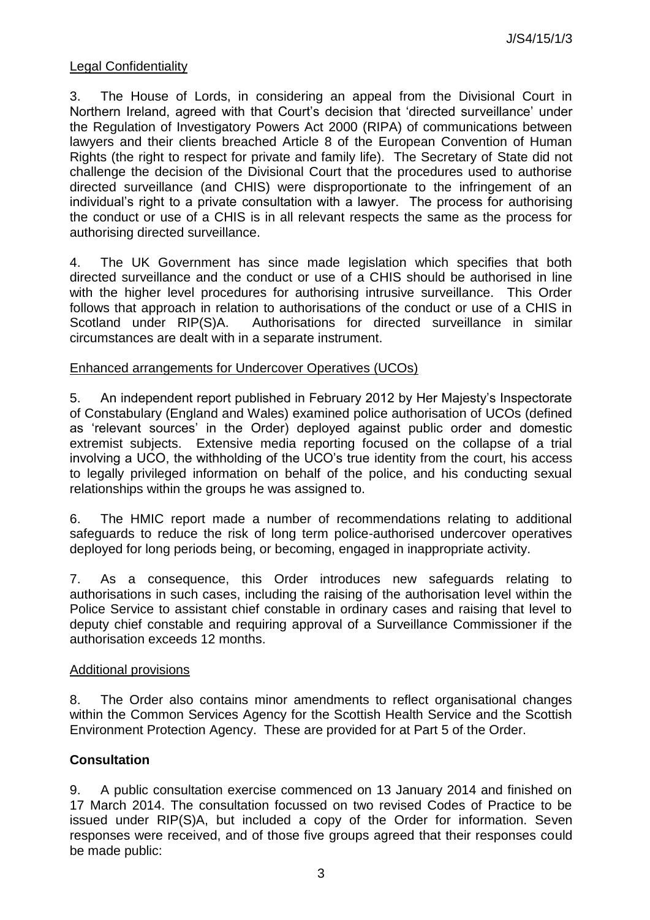Legal Confidentiality

3. The House of Lords, in considering an appeal from the Divisional Court in Northern Ireland, agreed with that Court's decision that 'directed surveillance' under the Regulation of Investigatory Powers Act 2000 (RIPA) of communications between lawyers and their clients breached Article 8 of the European Convention of Human Rights (the right to respect for private and family life). The Secretary of State did not challenge the decision of the Divisional Court that the procedures used to authorise directed surveillance (and CHIS) were disproportionate to the infringement of an individual's right to a private consultation with a lawyer. The process for authorising the conduct or use of a CHIS is in all relevant respects the same as the process for authorising directed surveillance.

4. The UK Government has since made legislation which specifies that both directed surveillance and the conduct or use of a CHIS should be authorised in line with the higher level procedures for authorising intrusive surveillance. This Order follows that approach in relation to authorisations of the conduct or use of a CHIS in Scotland under RIP(S)A. Authorisations for directed surveillance in similar circumstances are dealt with in a separate instrument.

Enhanced arrangements for Undercover Operatives (UCOs)

5. An independent report published in February 2012 by Her Majesty's Inspectorate of Constabulary (England and Wales) examined police authorisation of UCOs (defined as 'relevant sources' in the Order) deployed against public order and domestic extremist subjects. Extensive media reporting focused on the collapse of a trial involving a UCO, the withholding of the UCO's true identity from the court, his access to legally privileged information on behalf of the police, and his conducting sexual relationships within the groups he was assigned to.

6. The HMIC report made a number of recommendations relating to additional safeguards to reduce the risk of long term police-authorised undercover operatives deployed for long periods being, or becoming, engaged in inappropriate activity.

7. As a consequence, this Order introduces new safeguards relating to authorisations in such cases, including the raising of the authorisation level within the Police Service to assistant chief constable in ordinary cases and raising that level to deputy chief constable and requiring approval of a Surveillance Commissioner if the authorisation exceeds 12 months.

Additional provisions

8. The Order also contains minor amendments to reflect organisational changes within the Common Services Agency for the Scottish Health Service and the Scottish Environment Protection Agency. These are provided for at Part 5 of the Order.

**Consultation**

9. A public consultation exercise commenced on 13 January 2014 and finished on 17 March 2014. The consultation focussed on two revised Codes of Practice to be issued under RIP(S)A, but included a copy of the Order for information. Seven responses were received, and of those five groups agreed that their responses could be made public: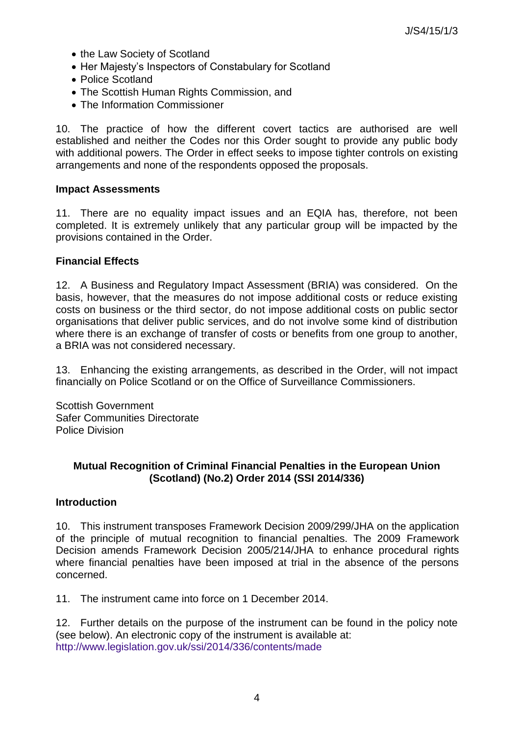- the Law Society of Scotland
- Her Majesty's Inspectors of Constabulary for Scotland
- Police Scotland
- The Scottish Human Rights Commission, and
- The Information Commissioner

10. The practice of how the different covert tactics are authorised are well established and neither the Codes nor this Order sought to provide any public body with additional powers. The Order in effect seeks to impose tighter controls on existing arrangements and none of the respondents opposed the proposals.

**Impact Assessments**

11. There are no equality impact issues and an EQIA has, therefore, not been completed. It is extremely unlikely that any particular group will be impacted by the provisions contained in the Order.

**Financial Effects**

12. A Business and Regulatory Impact Assessment (BRIA) was considered. On the basis, however, that the measures do not impose additional costs or reduce existing costs on business or the third sector, do not impose additional costs on public sector organisations that deliver public services, and do not involve some kind of distribution where there is an exchange of transfer of costs or benefits from one group to another, a BRIA was not considered necessary.

13. Enhancing the existing arrangements, as described in the Order, will not impact financially on Police Scotland or on the Office of Surveillance Commissioners.

Scottish Government
Safer Communities Directorate
Police Division

**Mutual Recognition of Criminal Financial Penalties in the European Union (Scotland) (No.2) Order 2014 (SSI 2014/336)**

**Introduction**

10. This instrument transposes Framework Decision 2009/299/JHA on the application of the principle of mutual recognition to financial penalties. The 2009 Framework Decision amends Framework Decision 2005/214/JHA to enhance procedural rights where financial penalties have been imposed at trial in the absence of the persons concerned.

11. The instrument came into force on 1 December 2014.

12. Further details on the purpose of the instrument can be found in the policy note (see below). An electronic copy of the instrument is available at:
http://www.legislation.gov.uk/ssi/2014/336/contents/made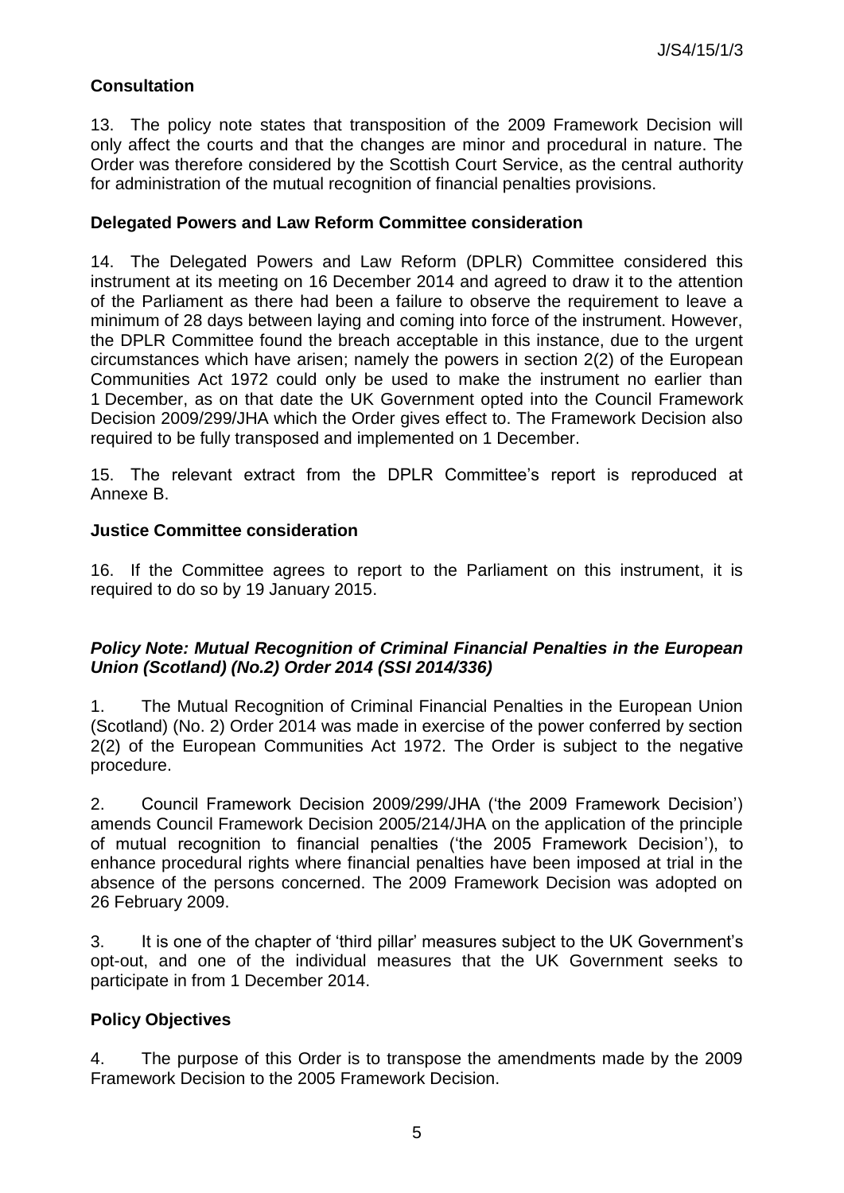## Consultation

13. The policy note states that transposition of the 2009 Framework Decision will only affect the courts and that the changes are minor and procedural in nature. The Order was therefore considered by the Scottish Court Service, as the central authority for administration of the mutual recognition of financial penalties provisions.

## Delegated Powers and Law Reform Committee consideration

14. The Delegated Powers and Law Reform (DPLR) Committee considered this instrument at its meeting on 16 December 2014 and agreed to draw it to the attention of the Parliament as there had been a failure to observe the requirement to leave a minimum of 28 days between laying and coming into force of the instrument. However, the DPLR Committee found the breach acceptable in this instance, due to the urgent circumstances which have arisen; namely the powers in section 2(2) of the European Communities Act 1972 could only be used to make the instrument no earlier than 1 December, as on that date the UK Government opted into the Council Framework Decision 2009/299/JHA which the Order gives effect to. The Framework Decision also required to be fully transposed and implemented on 1 December.

15. The relevant extract from the DPLR Committee's report is reproduced at Annexe B.

## Justice Committee consideration

16. If the Committee agrees to report to the Parliament on this instrument, it is required to do so by 19 January 2015.

## *Policy Note: Mutual Recognition of Criminal Financial Penalties in the European Union (Scotland) (No.2) Order 2014 (SSI 2014/336)*

1. The Mutual Recognition of Criminal Financial Penalties in the European Union (Scotland) (No. 2) Order 2014 was made in exercise of the power conferred by section 2(2) of the European Communities Act 1972. The Order is subject to the negative procedure.

2. Council Framework Decision 2009/299/JHA ('the 2009 Framework Decision') amends Council Framework Decision 2005/214/JHA on the application of the principle of mutual recognition to financial penalties ('the 2005 Framework Decision'), to enhance procedural rights where financial penalties have been imposed at trial in the absence of the persons concerned. The 2009 Framework Decision was adopted on 26 February 2009.

3. It is one of the chapter of 'third pillar' measures subject to the UK Government's opt-out, and one of the individual measures that the UK Government seeks to participate in from 1 December 2014.

## Policy Objectives

4. The purpose of this Order is to transpose the amendments made by the 2009 Framework Decision to the 2005 Framework Decision.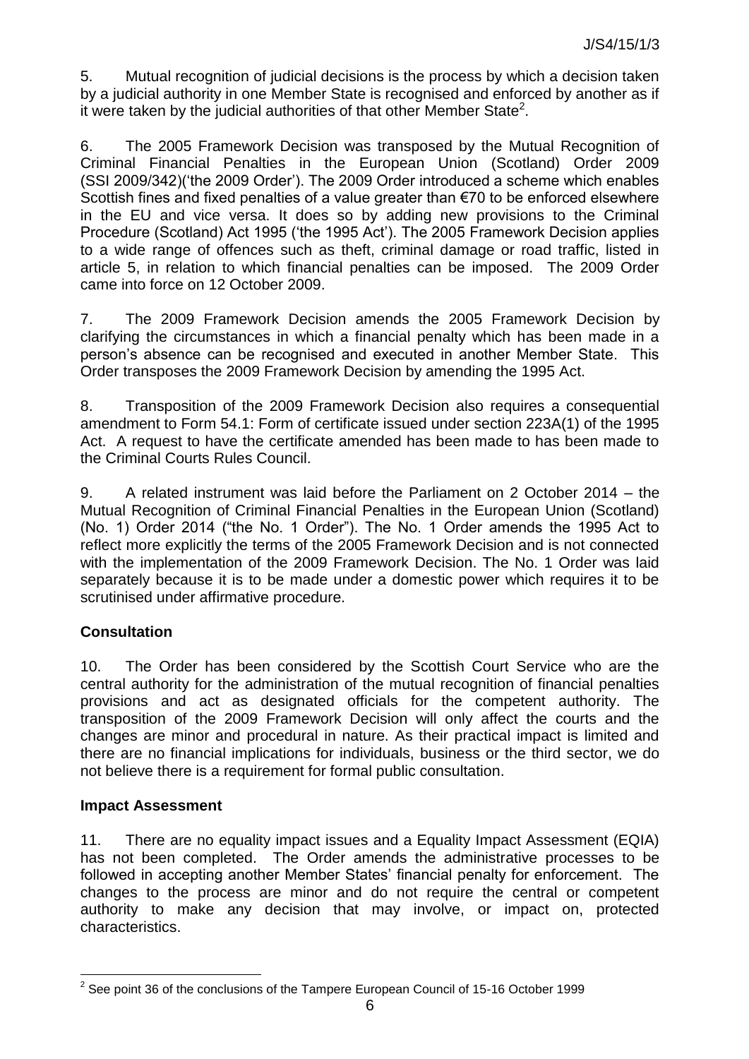5. Mutual recognition of judicial decisions is the process by which a decision taken by a judicial authority in one Member State is recognised and enforced by another as if it were taken by the judicial authorities of that other Member State[2].

6. The 2005 Framework Decision was transposed by the Mutual Recognition of Criminal Financial Penalties in the European Union (Scotland) Order 2009 (SSI 2009/342)('the 2009 Order'). The 2009 Order introduced a scheme which enables Scottish fines and fixed penalties of a value greater than €70 to be enforced elsewhere in the EU and vice versa. It does so by adding new provisions to the Criminal Procedure (Scotland) Act 1995 ('the 1995 Act'). The 2005 Framework Decision applies to a wide range of offences such as theft, criminal damage or road traffic, listed in article 5, in relation to which financial penalties can be imposed. The 2009 Order came into force on 12 October 2009.

7. The 2009 Framework Decision amends the 2005 Framework Decision by clarifying the circumstances in which a financial penalty which has been made in a person's absence can be recognised and executed in another Member State. This Order transposes the 2009 Framework Decision by amending the 1995 Act.

8. Transposition of the 2009 Framework Decision also requires a consequential amendment to Form 54.1: Form of certificate issued under section 223A(1) of the 1995 Act. A request to have the certificate amended has been made to has been made to the Criminal Courts Rules Council.

9. A related instrument was laid before the Parliament on 2 October 2014 – the Mutual Recognition of Criminal Financial Penalties in the European Union (Scotland) (No. 1) Order 2014 ("the No. 1 Order"). The No. 1 Order amends the 1995 Act to reflect more explicitly the terms of the 2005 Framework Decision and is not connected with the implementation of the 2009 Framework Decision. The No. 1 Order was laid separately because it is to be made under a domestic power which requires it to be scrutinised under affirmative procedure.

**Consultation**

10. The Order has been considered by the Scottish Court Service who are the central authority for the administration of the mutual recognition of financial penalties provisions and act as designated officials for the competent authority. The transposition of the 2009 Framework Decision will only affect the courts and the changes are minor and procedural in nature. As their practical impact is limited and there are no financial implications for individuals, business or the third sector, we do not believe there is a requirement for formal public consultation.

**Impact Assessment**

11. There are no equality impact issues and a Equality Impact Assessment (EQIA) has not been completed. The Order amends the administrative processes to be followed in accepting another Member States' financial penalty for enforcement. The changes to the process are minor and do not require the central or competent authority to make any decision that may involve, or impact on, protected characteristics.

[2] See point 36 of the conclusions of the Tampere European Council of 15-16 October 1999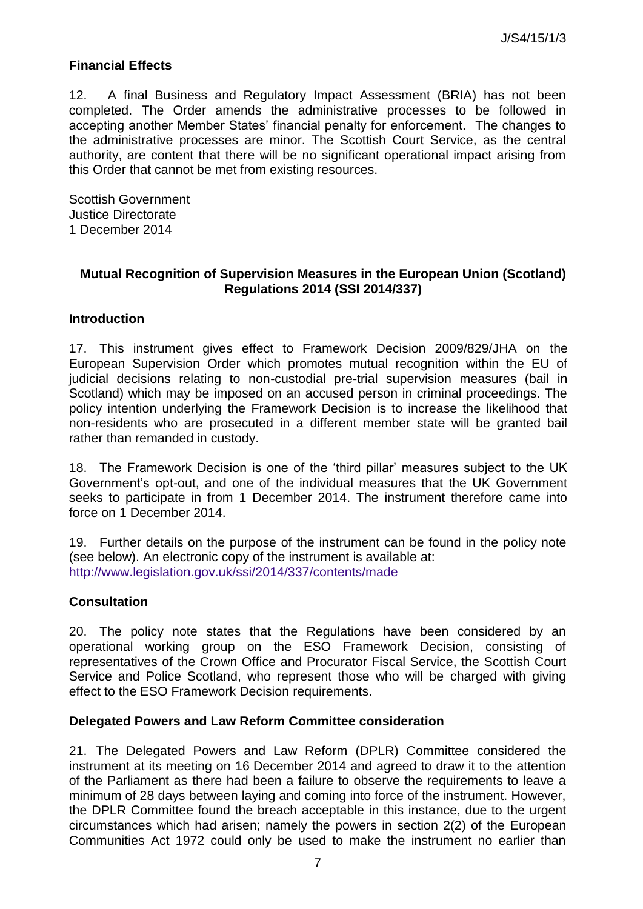## Financial Effects

12. A final Business and Regulatory Impact Assessment (BRIA) has not been completed. The Order amends the administrative processes to be followed in accepting another Member States' financial penalty for enforcement. The changes to the administrative processes are minor. The Scottish Court Service, as the central authority, are content that there will be no significant operational impact arising from this Order that cannot be met from existing resources.

Scottish Government
Justice Directorate
1 December 2014

## Mutual Recognition of Supervision Measures in the European Union (Scotland) Regulations 2014 (SSI 2014/337)

### Introduction

17. This instrument gives effect to Framework Decision 2009/829/JHA on the European Supervision Order which promotes mutual recognition within the EU of judicial decisions relating to non-custodial pre-trial supervision measures (bail in Scotland) which may be imposed on an accused person in criminal proceedings. The policy intention underlying the Framework Decision is to increase the likelihood that non-residents who are prosecuted in a different member state will be granted bail rather than remanded in custody.

18. The Framework Decision is one of the 'third pillar' measures subject to the UK Government's opt-out, and one of the individual measures that the UK Government seeks to participate in from 1 December 2014. The instrument therefore came into force on 1 December 2014.

19. Further details on the purpose of the instrument can be found in the policy note (see below). An electronic copy of the instrument is available at: http://www.legislation.gov.uk/ssi/2014/337/contents/made

### Consultation

20. The policy note states that the Regulations have been considered by an operational working group on the ESO Framework Decision, consisting of representatives of the Crown Office and Procurator Fiscal Service, the Scottish Court Service and Police Scotland, who represent those who will be charged with giving effect to the ESO Framework Decision requirements.

### Delegated Powers and Law Reform Committee consideration

21. The Delegated Powers and Law Reform (DPLR) Committee considered the instrument at its meeting on 16 December 2014 and agreed to draw it to the attention of the Parliament as there had been a failure to observe the requirements to leave a minimum of 28 days between laying and coming into force of the instrument. However, the DPLR Committee found the breach acceptable in this instance, due to the urgent circumstances which had arisen; namely the powers in section 2(2) of the European Communities Act 1972 could only be used to make the instrument no earlier than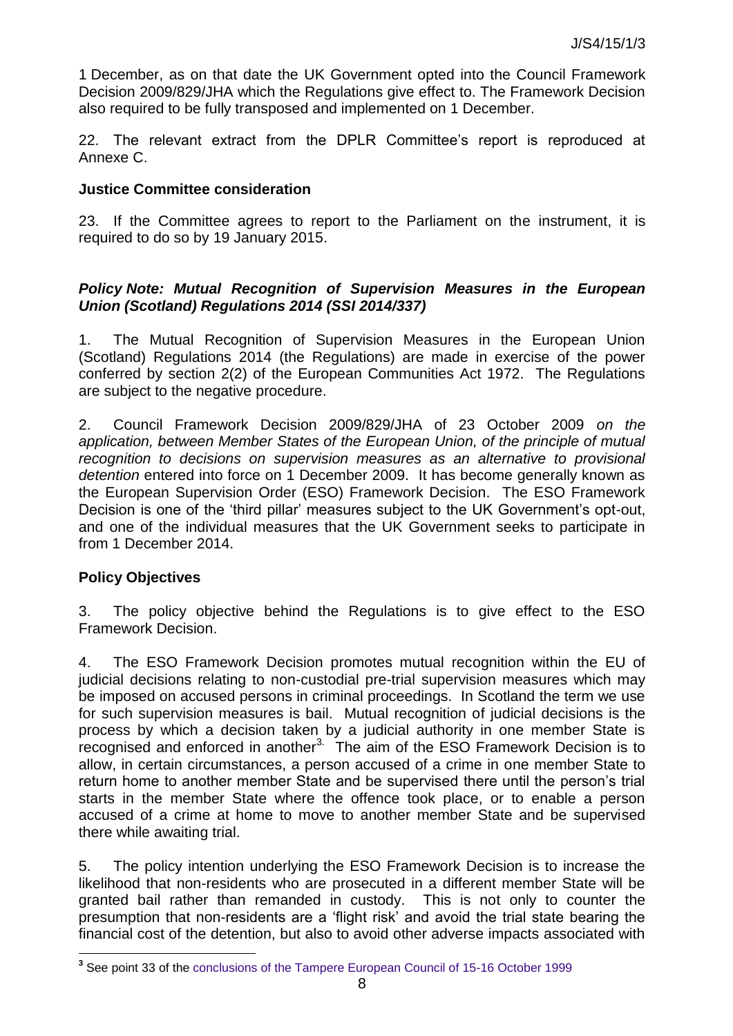1 December, as on that date the UK Government opted into the Council Framework Decision 2009/829/JHA which the Regulations give effect to. The Framework Decision also required to be fully transposed and implemented on 1 December.

22. The relevant extract from the DPLR Committee's report is reproduced at Annexe C.

**Justice Committee consideration**

23. If the Committee agrees to report to the Parliament on the instrument, it is required to do so by 19 January 2015.

***Policy Note: Mutual Recognition of Supervision Measures in the European Union (Scotland) Regulations 2014 (SSI 2014/337)***

1. The Mutual Recognition of Supervision Measures in the European Union (Scotland) Regulations 2014 (the Regulations) are made in exercise of the power conferred by section 2(2) of the European Communities Act 1972. The Regulations are subject to the negative procedure.

2. Council Framework Decision 2009/829/JHA of 23 October 2009 *on the application, between Member States of the European Union, of the principle of mutual recognition to decisions on supervision measures as an alternative to provisional detention* entered into force on 1 December 2009. It has become generally known as the European Supervision Order (ESO) Framework Decision. The ESO Framework Decision is one of the 'third pillar' measures subject to the UK Government's opt-out, and one of the individual measures that the UK Government seeks to participate in from 1 December 2014.

**Policy Objectives**

3. The policy objective behind the Regulations is to give effect to the ESO Framework Decision.

4. The ESO Framework Decision promotes mutual recognition within the EU of judicial decisions relating to non-custodial pre-trial supervision measures which may be imposed on accused persons in criminal proceedings. In Scotland the term we use for such supervision measures is bail. Mutual recognition of judicial decisions is the process by which a decision taken by a judicial authority in one member State is recognised and enforced in another[3]. The aim of the ESO Framework Decision is to allow, in certain circumstances, a person accused of a crime in one member State to return home to another member State and be supervised there until the person's trial starts in the member State where the offence took place, or to enable a person accused of a crime at home to move to another member State and be supervised there while awaiting trial.

5. The policy intention underlying the ESO Framework Decision is to increase the likelihood that non-residents who are prosecuted in a different member State will be granted bail rather than remanded in custody. This is not only to counter the presumption that non-residents are a 'flight risk' and avoid the trial state bearing the financial cost of the detention, but also to avoid other adverse impacts associated with

[3] See point 33 of the conclusions of the Tampere European Council of 15-16 October 1999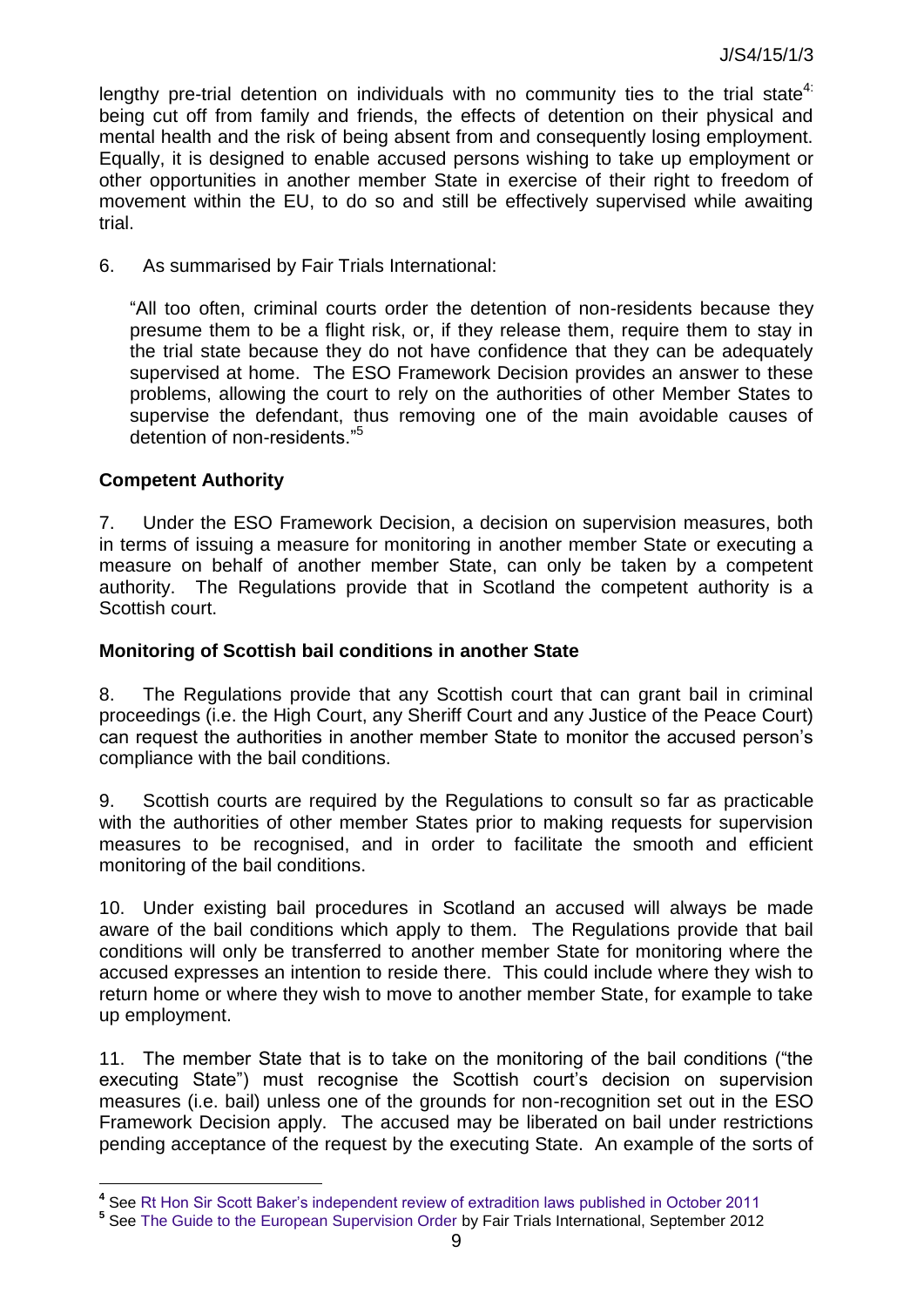lengthy pre-trial detention on individuals with no community ties to the trial state[4]: being cut off from family and friends, the effects of detention on their physical and mental health and the risk of being absent from and consequently losing employment. Equally, it is designed to enable accused persons wishing to take up employment or other opportunities in another member State in exercise of their right to freedom of movement within the EU, to do so and still be effectively supervised while awaiting trial.

6. As summarised by Fair Trials International:

> "All too often, criminal courts order the detention of non-residents because they presume them to be a flight risk, or, if they release them, require them to stay in the trial state because they do not have confidence that they can be adequately supervised at home. The ESO Framework Decision provides an answer to these problems, allowing the court to rely on the authorities of other Member States to supervise the defendant, thus removing one of the main avoidable causes of detention of non-residents."[5]

### Competent Authority

7. Under the ESO Framework Decision, a decision on supervision measures, both in terms of issuing a measure for monitoring in another member State or executing a measure on behalf of another member State, can only be taken by a competent authority. The Regulations provide that in Scotland the competent authority is a Scottish court.

### Monitoring of Scottish bail conditions in another State

8. The Regulations provide that any Scottish court that can grant bail in criminal proceedings (i.e. the High Court, any Sheriff Court and any Justice of the Peace Court) can request the authorities in another member State to monitor the accused person's compliance with the bail conditions.

9. Scottish courts are required by the Regulations to consult so far as practicable with the authorities of other member States prior to making requests for supervision measures to be recognised, and in order to facilitate the smooth and efficient monitoring of the bail conditions.

10. Under existing bail procedures in Scotland an accused will always be made aware of the bail conditions which apply to them. The Regulations provide that bail conditions will only be transferred to another member State for monitoring where the accused expresses an intention to reside there. This could include where they wish to return home or where they wish to move to another member State, for example to take up employment.

11. The member State that is to take on the monitoring of the bail conditions ("the executing State") must recognise the Scottish court's decision on supervision measures (i.e. bail) unless one of the grounds for non-recognition set out in the ESO Framework Decision apply. The accused may be liberated on bail under restrictions pending acceptance of the request by the executing State. An example of the sorts of

---

[4] See Rt Hon Sir Scott Baker's independent review of extradition laws published in October 2011

[5] See The Guide to the European Supervision Order by Fair Trials International, September 2012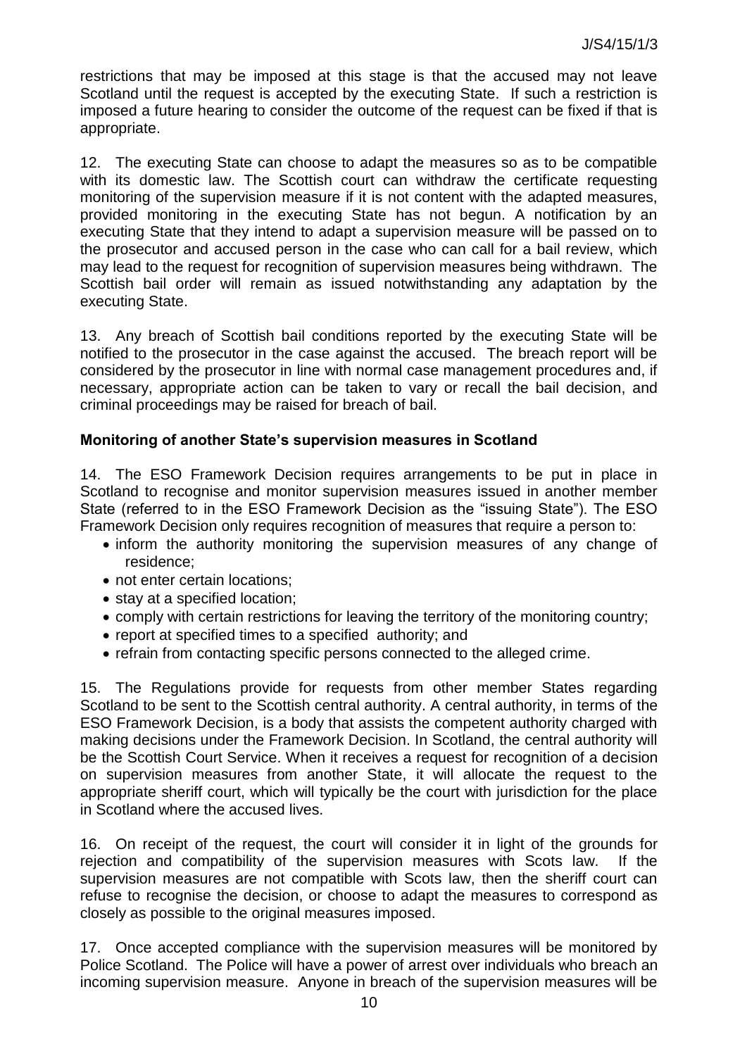restrictions that may be imposed at this stage is that the accused may not leave Scotland until the request is accepted by the executing State. If such a restriction is imposed a future hearing to consider the outcome of the request can be fixed if that is appropriate.

12. The executing State can choose to adapt the measures so as to be compatible with its domestic law. The Scottish court can withdraw the certificate requesting monitoring of the supervision measure if it is not content with the adapted measures, provided monitoring in the executing State has not begun. A notification by an executing State that they intend to adapt a supervision measure will be passed on to the prosecutor and accused person in the case who can call for a bail review, which may lead to the request for recognition of supervision measures being withdrawn. The Scottish bail order will remain as issued notwithstanding any adaptation by the executing State.

13. Any breach of Scottish bail conditions reported by the executing State will be notified to the prosecutor in the case against the accused. The breach report will be considered by the prosecutor in line with normal case management procedures and, if necessary, appropriate action can be taken to vary or recall the bail decision, and criminal proceedings may be raised for breach of bail.

**Monitoring of another State's supervision measures in Scotland**

14. The ESO Framework Decision requires arrangements to be put in place in Scotland to recognise and monitor supervision measures issued in another member State (referred to in the ESO Framework Decision as the "issuing State"). The ESO Framework Decision only requires recognition of measures that require a person to:

- inform the authority monitoring the supervision measures of any change of residence;
- not enter certain locations;
- stay at a specified location;
- comply with certain restrictions for leaving the territory of the monitoring country;
- report at specified times to a specified authority; and
- refrain from contacting specific persons connected to the alleged crime.

15. The Regulations provide for requests from other member States regarding Scotland to be sent to the Scottish central authority. A central authority, in terms of the ESO Framework Decision, is a body that assists the competent authority charged with making decisions under the Framework Decision. In Scotland, the central authority will be the Scottish Court Service. When it receives a request for recognition of a decision on supervision measures from another State, it will allocate the request to the appropriate sheriff court, which will typically be the court with jurisdiction for the place in Scotland where the accused lives.

16. On receipt of the request, the court will consider it in light of the grounds for rejection and compatibility of the supervision measures with Scots law. If the supervision measures are not compatible with Scots law, then the sheriff court can refuse to recognise the decision, or choose to adapt the measures to correspond as closely as possible to the original measures imposed.

17. Once accepted compliance with the supervision measures will be monitored by Police Scotland. The Police will have a power of arrest over individuals who breach an incoming supervision measure. Anyone in breach of the supervision measures will be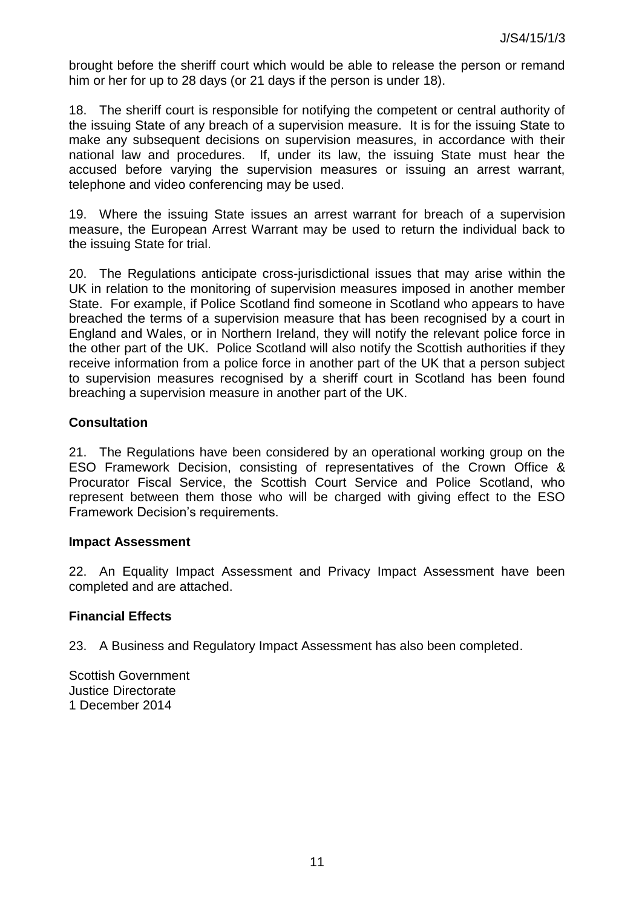brought before the sheriff court which would be able to release the person or remand him or her for up to 28 days (or 21 days if the person is under 18).

18. The sheriff court is responsible for notifying the competent or central authority of the issuing State of any breach of a supervision measure. It is for the issuing State to make any subsequent decisions on supervision measures, in accordance with their national law and procedures. If, under its law, the issuing State must hear the accused before varying the supervision measures or issuing an arrest warrant, telephone and video conferencing may be used.

19. Where the issuing State issues an arrest warrant for breach of a supervision measure, the European Arrest Warrant may be used to return the individual back to the issuing State for trial.

20. The Regulations anticipate cross-jurisdictional issues that may arise within the UK in relation to the monitoring of supervision measures imposed in another member State. For example, if Police Scotland find someone in Scotland who appears to have breached the terms of a supervision measure that has been recognised by a court in England and Wales, or in Northern Ireland, they will notify the relevant police force in the other part of the UK. Police Scotland will also notify the Scottish authorities if they receive information from a police force in another part of the UK that a person subject to supervision measures recognised by a sheriff court in Scotland has been found breaching a supervision measure in another part of the UK.

**Consultation**

21. The Regulations have been considered by an operational working group on the ESO Framework Decision, consisting of representatives of the Crown Office & Procurator Fiscal Service, the Scottish Court Service and Police Scotland, who represent between them those who will be charged with giving effect to the ESO Framework Decision's requirements.

**Impact Assessment**

22. An Equality Impact Assessment and Privacy Impact Assessment have been completed and are attached.

**Financial Effects**

23. A Business and Regulatory Impact Assessment has also been completed.

Scottish Government
Justice Directorate
1 December 2014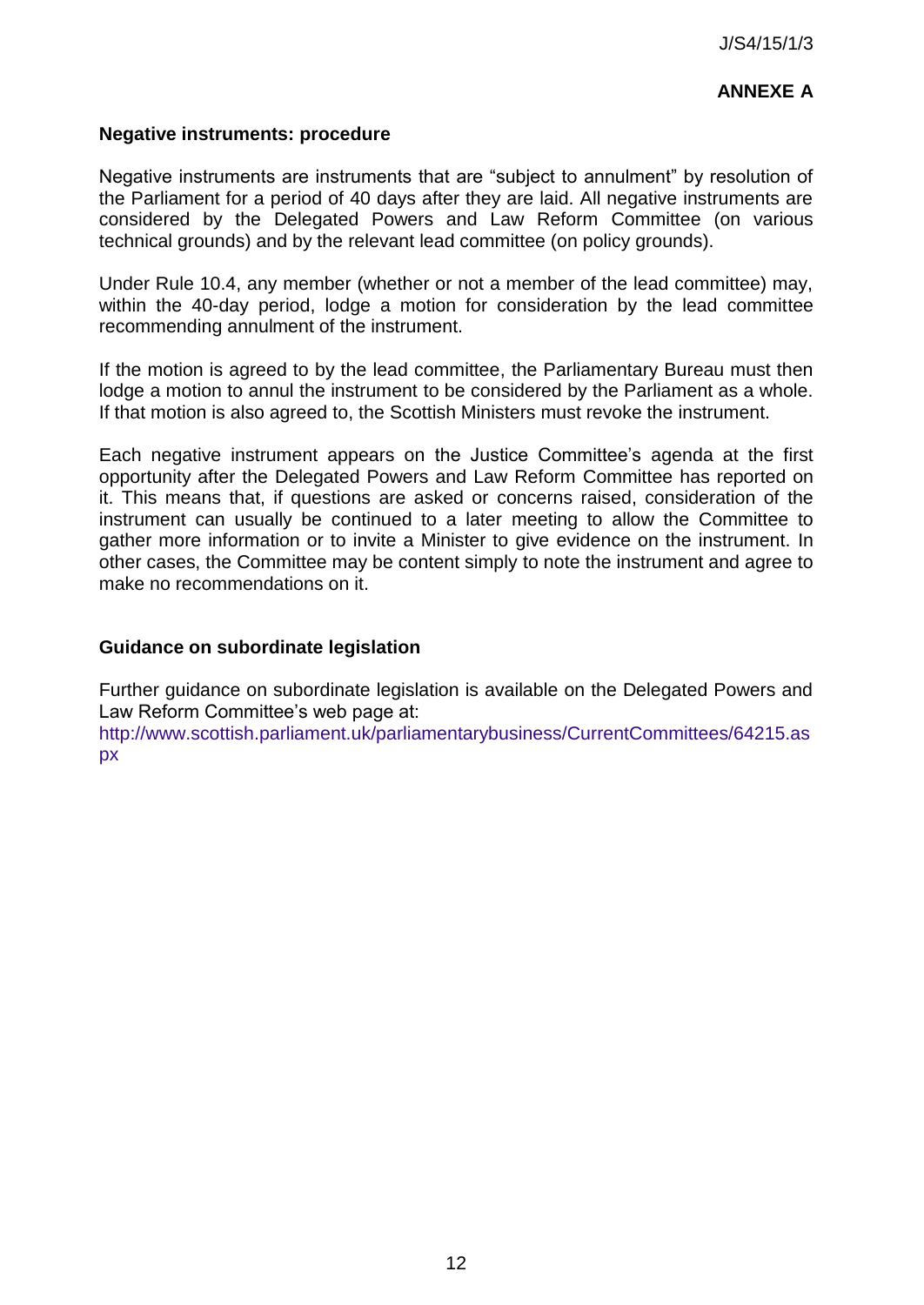**ANNEXE A**

**Negative instruments: procedure**

Negative instruments are instruments that are "subject to annulment" by resolution of the Parliament for a period of 40 days after they are laid. All negative instruments are considered by the Delegated Powers and Law Reform Committee (on various technical grounds) and by the relevant lead committee (on policy grounds).

Under Rule 10.4, any member (whether or not a member of the lead committee) may, within the 40-day period, lodge a motion for consideration by the lead committee recommending annulment of the instrument.

If the motion is agreed to by the lead committee, the Parliamentary Bureau must then lodge a motion to annul the instrument to be considered by the Parliament as a whole. If that motion is also agreed to, the Scottish Ministers must revoke the instrument.

Each negative instrument appears on the Justice Committee's agenda at the first opportunity after the Delegated Powers and Law Reform Committee has reported on it. This means that, if questions are asked or concerns raised, consideration of the instrument can usually be continued to a later meeting to allow the Committee to gather more information or to invite a Minister to give evidence on the instrument. In other cases, the Committee may be content simply to note the instrument and agree to make no recommendations on it.

**Guidance on subordinate legislation**

Further guidance on subordinate legislation is available on the Delegated Powers and Law Reform Committee's web page at:
http://www.scottish.parliament.uk/parliamentarybusiness/CurrentCommittees/64215.aspx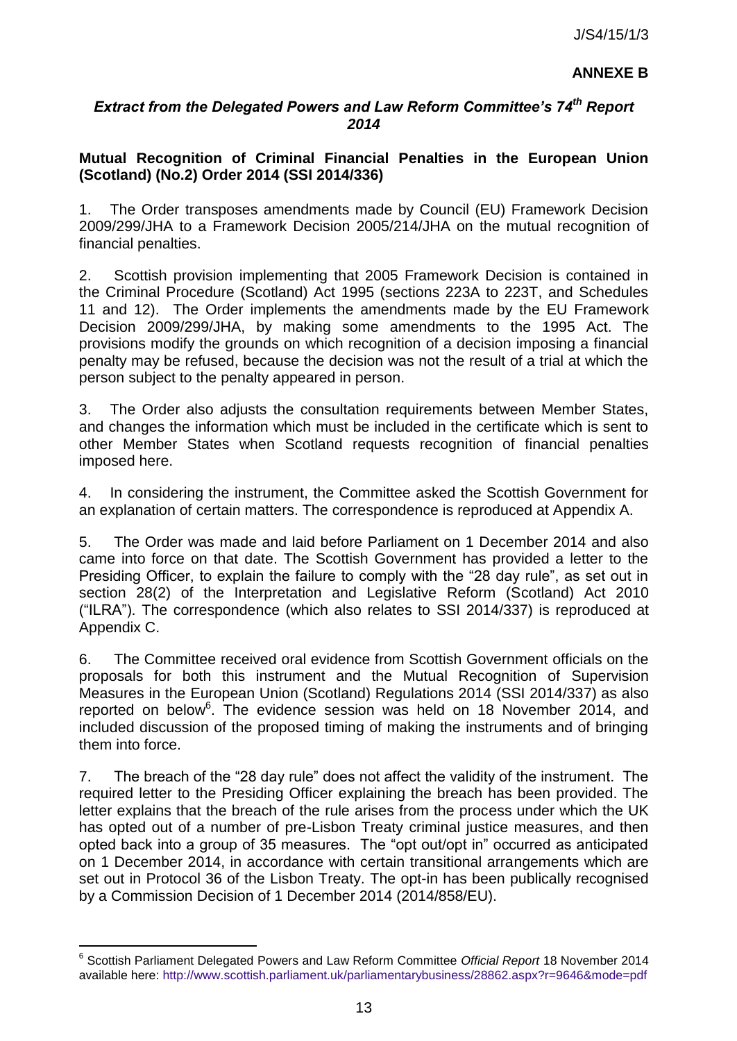**ANNEXE B**

## *Extract from the Delegated Powers and Law Reform Committee's 74th Report 2014*

**Mutual Recognition of Criminal Financial Penalties in the European Union (Scotland) (No.2) Order 2014 (SSI 2014/336)**

1. The Order transposes amendments made by Council (EU) Framework Decision 2009/299/JHA to a Framework Decision 2005/214/JHA on the mutual recognition of financial penalties.

2. Scottish provision implementing that 2005 Framework Decision is contained in the Criminal Procedure (Scotland) Act 1995 (sections 223A to 223T, and Schedules 11 and 12). The Order implements the amendments made by the EU Framework Decision 2009/299/JHA, by making some amendments to the 1995 Act. The provisions modify the grounds on which recognition of a decision imposing a financial penalty may be refused, because the decision was not the result of a trial at which the person subject to the penalty appeared in person.

3. The Order also adjusts the consultation requirements between Member States, and changes the information which must be included in the certificate which is sent to other Member States when Scotland requests recognition of financial penalties imposed here.

4. In considering the instrument, the Committee asked the Scottish Government for an explanation of certain matters. The correspondence is reproduced at Appendix A.

5. The Order was made and laid before Parliament on 1 December 2014 and also came into force on that date. The Scottish Government has provided a letter to the Presiding Officer, to explain the failure to comply with the "28 day rule", as set out in section 28(2) of the Interpretation and Legislative Reform (Scotland) Act 2010 ("ILRA"). The correspondence (which also relates to SSI 2014/337) is reproduced at Appendix C.

6. The Committee received oral evidence from Scottish Government officials on the proposals for both this instrument and the Mutual Recognition of Supervision Measures in the European Union (Scotland) Regulations 2014 (SSI 2014/337) as also reported on below[6]. The evidence session was held on 18 November 2014, and included discussion of the proposed timing of making the instruments and of bringing them into force.

7. The breach of the "28 day rule" does not affect the validity of the instrument. The required letter to the Presiding Officer explaining the breach has been provided. The letter explains that the breach of the rule arises from the process under which the UK has opted out of a number of pre-Lisbon Treaty criminal justice measures, and then opted back into a group of 35 measures. The "opt out/opt in" occurred as anticipated on 1 December 2014, in accordance with certain transitional arrangements which are set out in Protocol 36 of the Lisbon Treaty. The opt-in has been publically recognised by a Commission Decision of 1 December 2014 (2014/858/EU).

---

[6] Scottish Parliament Delegated Powers and Law Reform Committee *Official Report* 18 November 2014 available here: http://www.scottish.parliament.uk/parliamentarybusiness/28862.aspx?r=9646&mode=pdf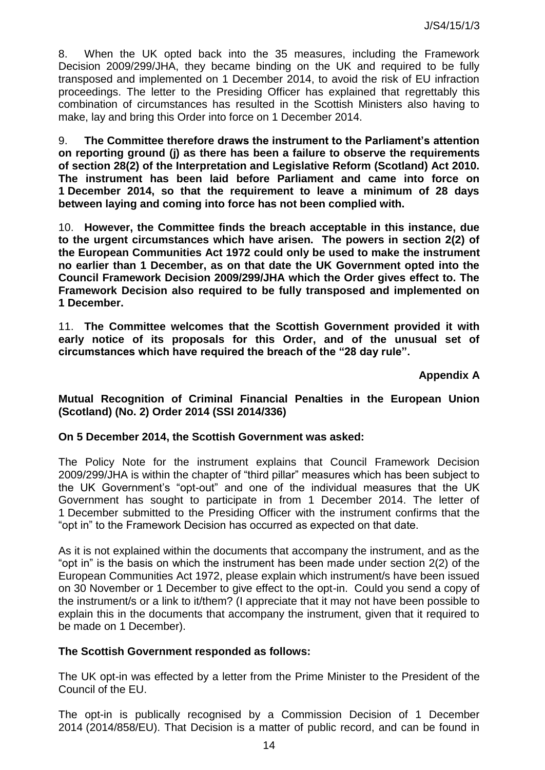8. When the UK opted back into the 35 measures, including the Framework Decision 2009/299/JHA, they became binding on the UK and required to be fully transposed and implemented on 1 December 2014, to avoid the risk of EU infraction proceedings. The letter to the Presiding Officer has explained that regrettably this combination of circumstances has resulted in the Scottish Ministers also having to make, lay and bring this Order into force on 1 December 2014.

9. **The Committee therefore draws the instrument to the Parliament's attention on reporting ground (j) as there has been a failure to observe the requirements of section 28(2) of the Interpretation and Legislative Reform (Scotland) Act 2010. The instrument has been laid before Parliament and came into force on 1 December 2014, so that the requirement to leave a minimum of 28 days between laying and coming into force has not been complied with.**

10. **However, the Committee finds the breach acceptable in this instance, due to the urgent circumstances which have arisen. The powers in section 2(2) of the European Communities Act 1972 could only be used to make the instrument no earlier than 1 December, as on that date the UK Government opted into the Council Framework Decision 2009/299/JHA which the Order gives effect to. The Framework Decision also required to be fully transposed and implemented on 1 December.**

11. **The Committee welcomes that the Scottish Government provided it with early notice of its proposals for this Order, and of the unusual set of circumstances which have required the breach of the "28 day rule".**

**Appendix A**

**Mutual Recognition of Criminal Financial Penalties in the European Union (Scotland) (No. 2) Order 2014 (SSI 2014/336)**

**On 5 December 2014, the Scottish Government was asked:**

The Policy Note for the instrument explains that Council Framework Decision 2009/299/JHA is within the chapter of "third pillar" measures which has been subject to the UK Government's "opt-out" and one of the individual measures that the UK Government has sought to participate in from 1 December 2014. The letter of 1 December submitted to the Presiding Officer with the instrument confirms that the "opt in" to the Framework Decision has occurred as expected on that date.

As it is not explained within the documents that accompany the instrument, and as the "opt in" is the basis on which the instrument has been made under section 2(2) of the European Communities Act 1972, please explain which instrument/s have been issued on 30 November or 1 December to give effect to the opt-in. Could you send a copy of the instrument/s or a link to it/them? (I appreciate that it may not have been possible to explain this in the documents that accompany the instrument, given that it required to be made on 1 December).

**The Scottish Government responded as follows:**

The UK opt-in was effected by a letter from the Prime Minister to the President of the Council of the EU.

The opt-in is publically recognised by a Commission Decision of 1 December 2014 (2014/858/EU). That Decision is a matter of public record, and can be found in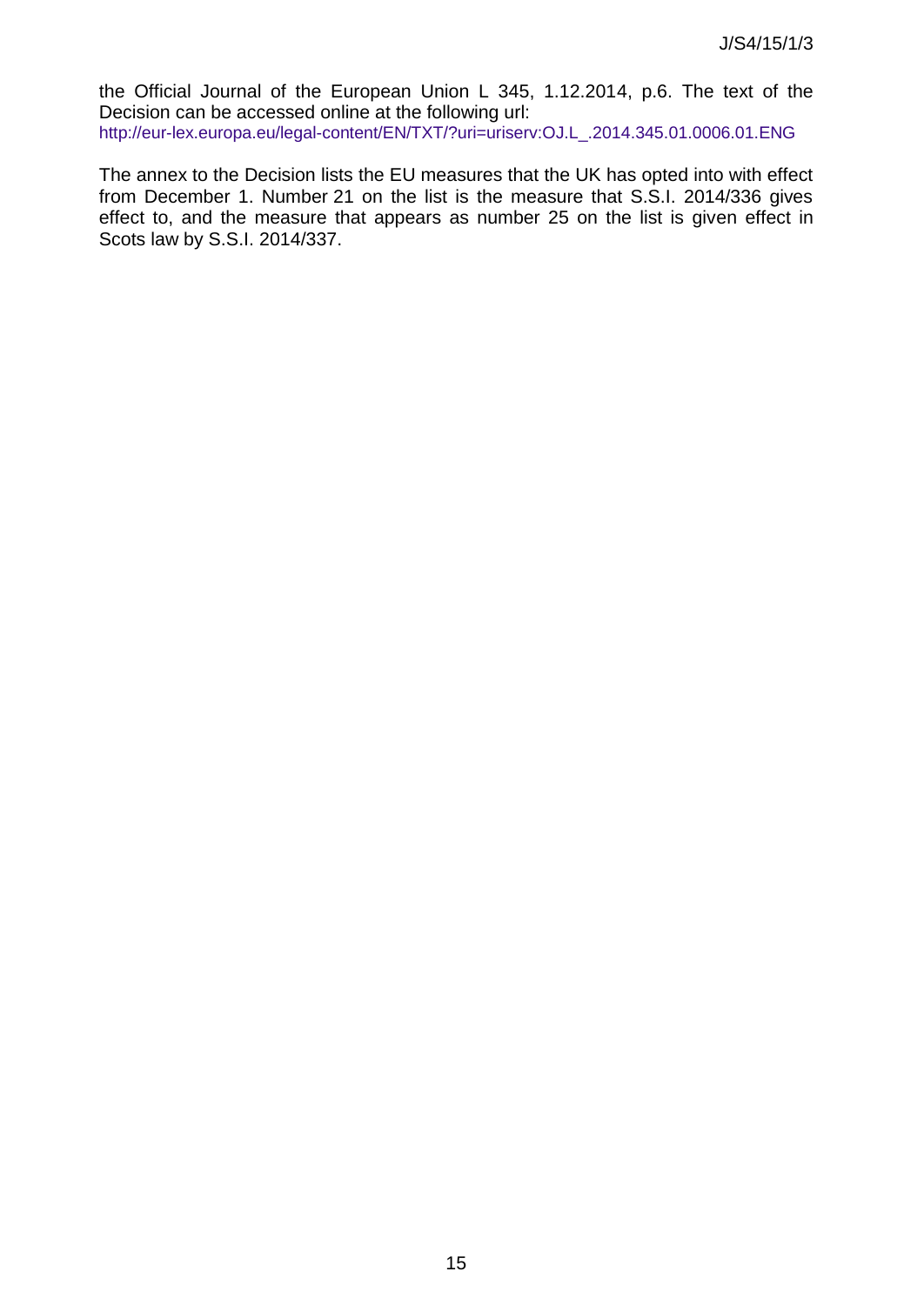the Official Journal of the European Union L 345, 1.12.2014, p.6. The text of the Decision can be accessed online at the following url:
http://eur-lex.europa.eu/legal-content/EN/TXT/?uri=uriserv:OJ.L_.2014.345.01.0006.01.ENG

The annex to the Decision lists the EU measures that the UK has opted into with effect from December 1. Number 21 on the list is the measure that S.S.I. 2014/336 gives effect to, and the measure that appears as number 25 on the list is given effect in Scots law by S.S.I. 2014/337.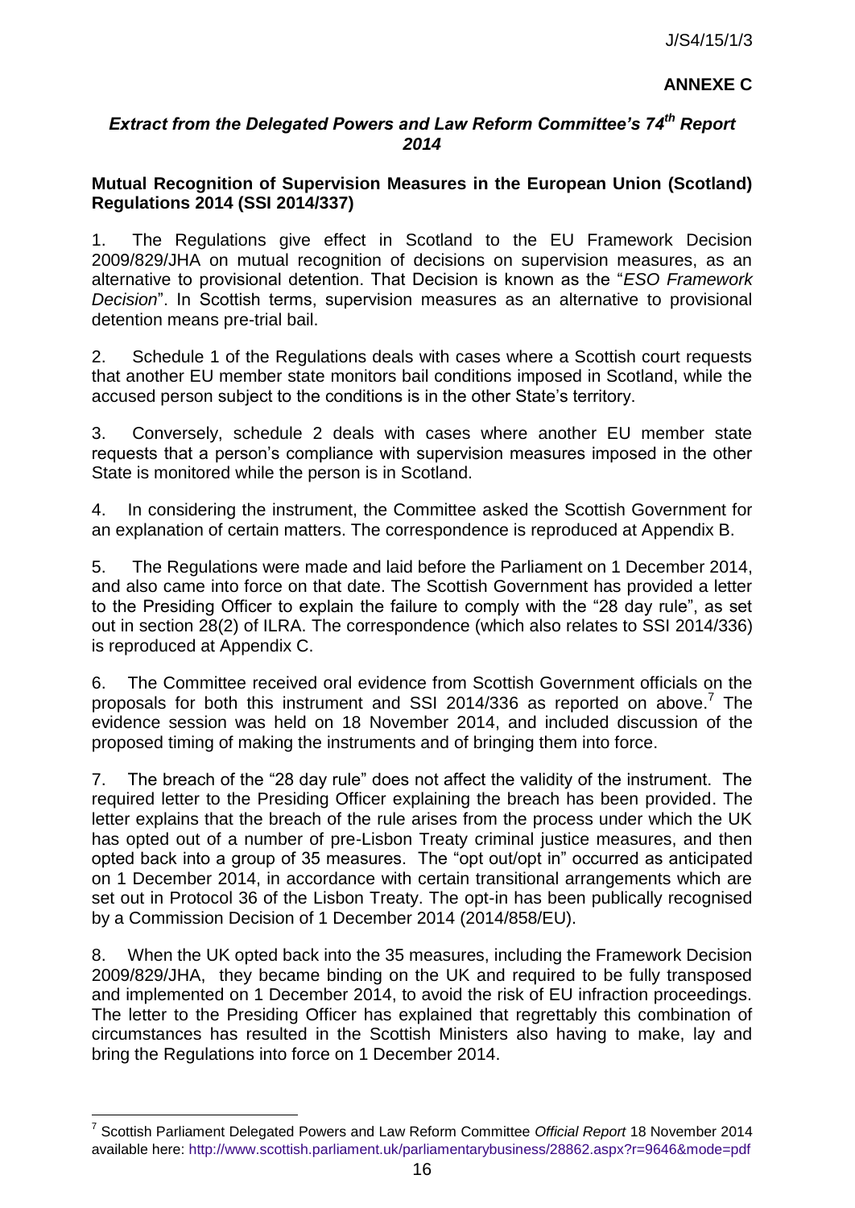J/S4/15/1/3

**ANNEXE C**

### *Extract from the Delegated Powers and Law Reform Committee's 74th Report 2014*

**Mutual Recognition of Supervision Measures in the European Union (Scotland) Regulations 2014 (SSI 2014/337)**

1. The Regulations give effect in Scotland to the EU Framework Decision 2009/829/JHA on mutual recognition of decisions on supervision measures, as an alternative to provisional detention. That Decision is known as the "*ESO Framework Decision*". In Scottish terms, supervision measures as an alternative to provisional detention means pre-trial bail.

2. Schedule 1 of the Regulations deals with cases where a Scottish court requests that another EU member state monitors bail conditions imposed in Scotland, while the accused person subject to the conditions is in the other State's territory.

3. Conversely, schedule 2 deals with cases where another EU member state requests that a person's compliance with supervision measures imposed in the other State is monitored while the person is in Scotland.

4. In considering the instrument, the Committee asked the Scottish Government for an explanation of certain matters. The correspondence is reproduced at Appendix B.

5. The Regulations were made and laid before the Parliament on 1 December 2014, and also came into force on that date. The Scottish Government has provided a letter to the Presiding Officer to explain the failure to comply with the "28 day rule", as set out in section 28(2) of ILRA. The correspondence (which also relates to SSI 2014/336) is reproduced at Appendix C.

6. The Committee received oral evidence from Scottish Government officials on the proposals for both this instrument and SSI 2014/336 as reported on above.[7] The evidence session was held on 18 November 2014, and included discussion of the proposed timing of making the instruments and of bringing them into force.

7. The breach of the "28 day rule" does not affect the validity of the instrument. The required letter to the Presiding Officer explaining the breach has been provided. The letter explains that the breach of the rule arises from the process under which the UK has opted out of a number of pre-Lisbon Treaty criminal justice measures, and then opted back into a group of 35 measures. The "opt out/opt in" occurred as anticipated on 1 December 2014, in accordance with certain transitional arrangements which are set out in Protocol 36 of the Lisbon Treaty. The opt-in has been publically recognised by a Commission Decision of 1 December 2014 (2014/858/EU).

8. When the UK opted back into the 35 measures, including the Framework Decision 2009/829/JHA, they became binding on the UK and required to be fully transposed and implemented on 1 December 2014, to avoid the risk of EU infraction proceedings. The letter to the Presiding Officer has explained that regrettably this combination of circumstances has resulted in the Scottish Ministers also having to make, lay and bring the Regulations into force on 1 December 2014.

---

[7] Scottish Parliament Delegated Powers and Law Reform Committee *Official Report* 18 November 2014 available here: http://www.scottish.parliament.uk/parliamentarybusiness/28862.aspx?r=9646&mode=pdf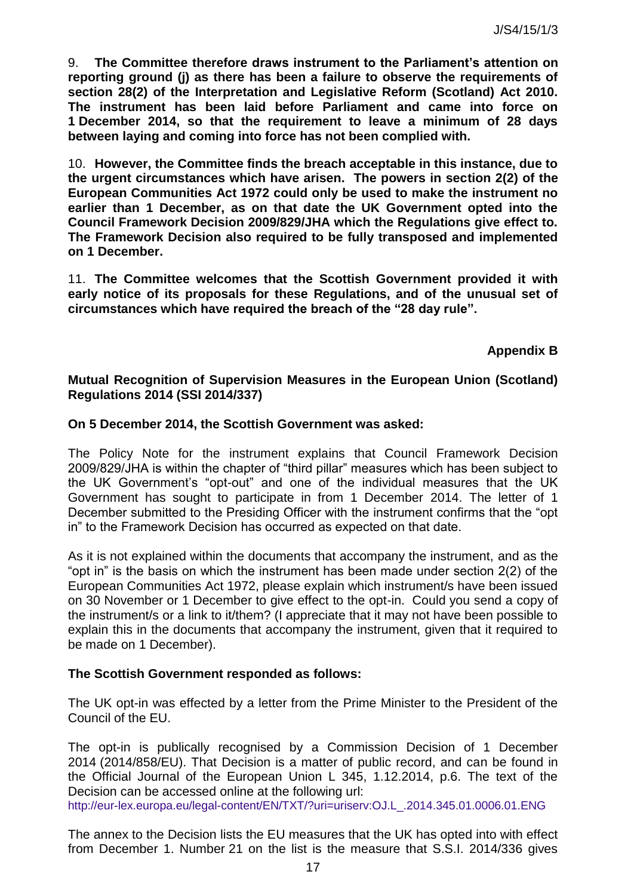9. **The Committee therefore draws instrument to the Parliament's attention on reporting ground (j) as there has been a failure to observe the requirements of section 28(2) of the Interpretation and Legislative Reform (Scotland) Act 2010. The instrument has been laid before Parliament and came into force on 1 December 2014, so that the requirement to leave a minimum of 28 days between laying and coming into force has not been complied with.**

10. **However, the Committee finds the breach acceptable in this instance, due to the urgent circumstances which have arisen. The powers in section 2(2) of the European Communities Act 1972 could only be used to make the instrument no earlier than 1 December, as on that date the UK Government opted into the Council Framework Decision 2009/829/JHA which the Regulations give effect to. The Framework Decision also required to be fully transposed and implemented on 1 December.**

11. **The Committee welcomes that the Scottish Government provided it with early notice of its proposals for these Regulations, and of the unusual set of circumstances which have required the breach of the "28 day rule".**

## Appendix B

### Mutual Recognition of Supervision Measures in the European Union (Scotland) Regulations 2014 (SSI 2014/337)

**On 5 December 2014, the Scottish Government was asked:**

The Policy Note for the instrument explains that Council Framework Decision 2009/829/JHA is within the chapter of "third pillar" measures which has been subject to the UK Government's "opt-out" and one of the individual measures that the UK Government has sought to participate in from 1 December 2014. The letter of 1 December submitted to the Presiding Officer with the instrument confirms that the "opt in" to the Framework Decision has occurred as expected on that date.

As it is not explained within the documents that accompany the instrument, and as the "opt in" is the basis on which the instrument has been made under section 2(2) of the European Communities Act 1972, please explain which instrument/s have been issued on 30 November or 1 December to give effect to the opt-in. Could you send a copy of the instrument/s or a link to it/them? (I appreciate that it may not have been possible to explain this in the documents that accompany the instrument, given that it required to be made on 1 December).

**The Scottish Government responded as follows:**

The UK opt-in was effected by a letter from the Prime Minister to the President of the Council of the EU.

The opt-in is publically recognised by a Commission Decision of 1 December 2014 (2014/858/EU). That Decision is a matter of public record, and can be found in the Official Journal of the European Union L 345, 1.12.2014, p.6. The text of the Decision can be accessed online at the following url: http://eur-lex.europa.eu/legal-content/EN/TXT/?uri=uriserv:OJ.L_.2014.345.01.0006.01.ENG

The annex to the Decision lists the EU measures that the UK has opted into with effect from December 1. Number 21 on the list is the measure that S.S.I. 2014/336 gives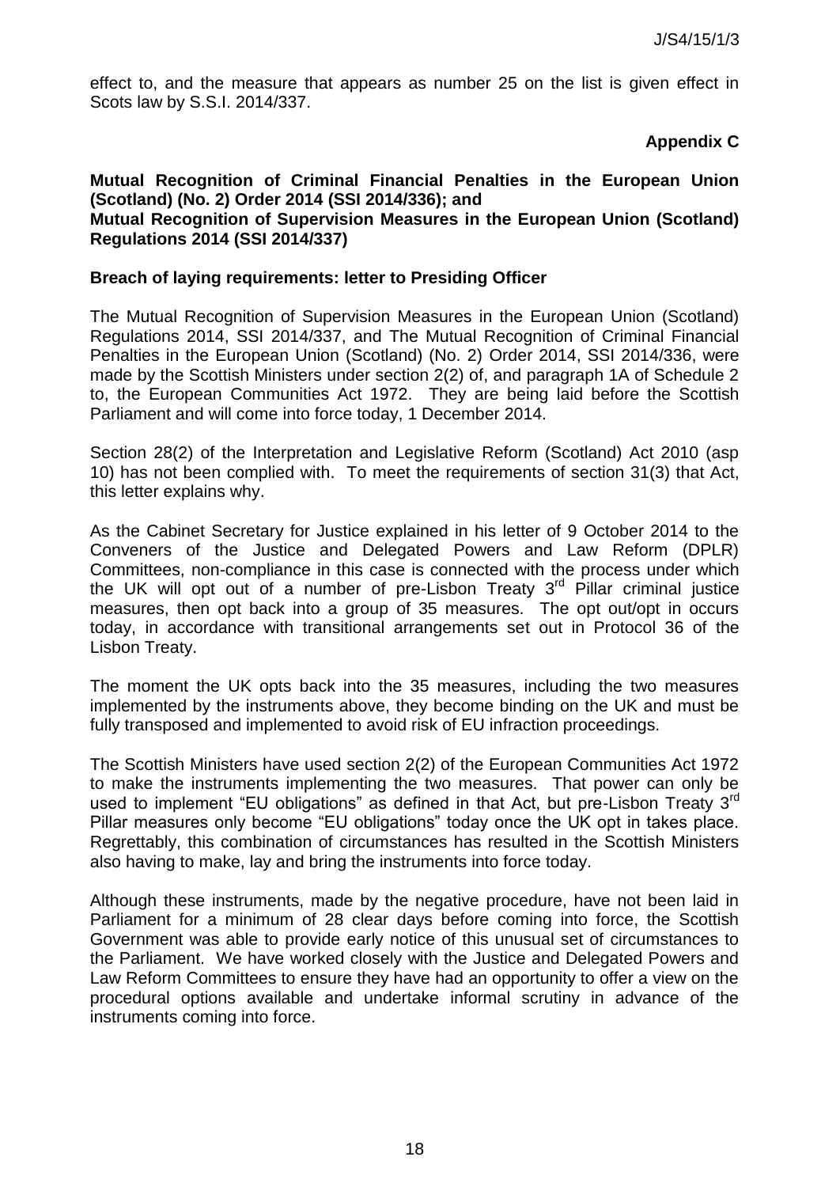effect to, and the measure that appears as number 25 on the list is given effect in Scots law by S.S.I. 2014/337.

**Appendix C**

**Mutual Recognition of Criminal Financial Penalties in the European Union (Scotland) (No. 2) Order 2014 (SSI 2014/336); and**
**Mutual Recognition of Supervision Measures in the European Union (Scotland) Regulations 2014 (SSI 2014/337)**

**Breach of laying requirements: letter to Presiding Officer**

The Mutual Recognition of Supervision Measures in the European Union (Scotland) Regulations 2014, SSI 2014/337, and The Mutual Recognition of Criminal Financial Penalties in the European Union (Scotland) (No. 2) Order 2014, SSI 2014/336, were made by the Scottish Ministers under section 2(2) of, and paragraph 1A of Schedule 2 to, the European Communities Act 1972. They are being laid before the Scottish Parliament and will come into force today, 1 December 2014.

Section 28(2) of the Interpretation and Legislative Reform (Scotland) Act 2010 (asp 10) has not been complied with. To meet the requirements of section 31(3) that Act, this letter explains why.

As the Cabinet Secretary for Justice explained in his letter of 9 October 2014 to the Conveners of the Justice and Delegated Powers and Law Reform (DPLR) Committees, non-compliance in this case is connected with the process under which the UK will opt out of a number of pre-Lisbon Treaty 3rd Pillar criminal justice measures, then opt back into a group of 35 measures. The opt out/opt in occurs today, in accordance with transitional arrangements set out in Protocol 36 of the Lisbon Treaty.

The moment the UK opts back into the 35 measures, including the two measures implemented by the instruments above, they become binding on the UK and must be fully transposed and implemented to avoid risk of EU infraction proceedings.

The Scottish Ministers have used section 2(2) of the European Communities Act 1972 to make the instruments implementing the two measures. That power can only be used to implement "EU obligations" as defined in that Act, but pre-Lisbon Treaty 3rd Pillar measures only become "EU obligations" today once the UK opt in takes place. Regrettably, this combination of circumstances has resulted in the Scottish Ministers also having to make, lay and bring the instruments into force today.

Although these instruments, made by the negative procedure, have not been laid in Parliament for a minimum of 28 clear days before coming into force, the Scottish Government was able to provide early notice of this unusual set of circumstances to the Parliament. We have worked closely with the Justice and Delegated Powers and Law Reform Committees to ensure they have had an opportunity to offer a view on the procedural options available and undertake informal scrutiny in advance of the instruments coming into force.